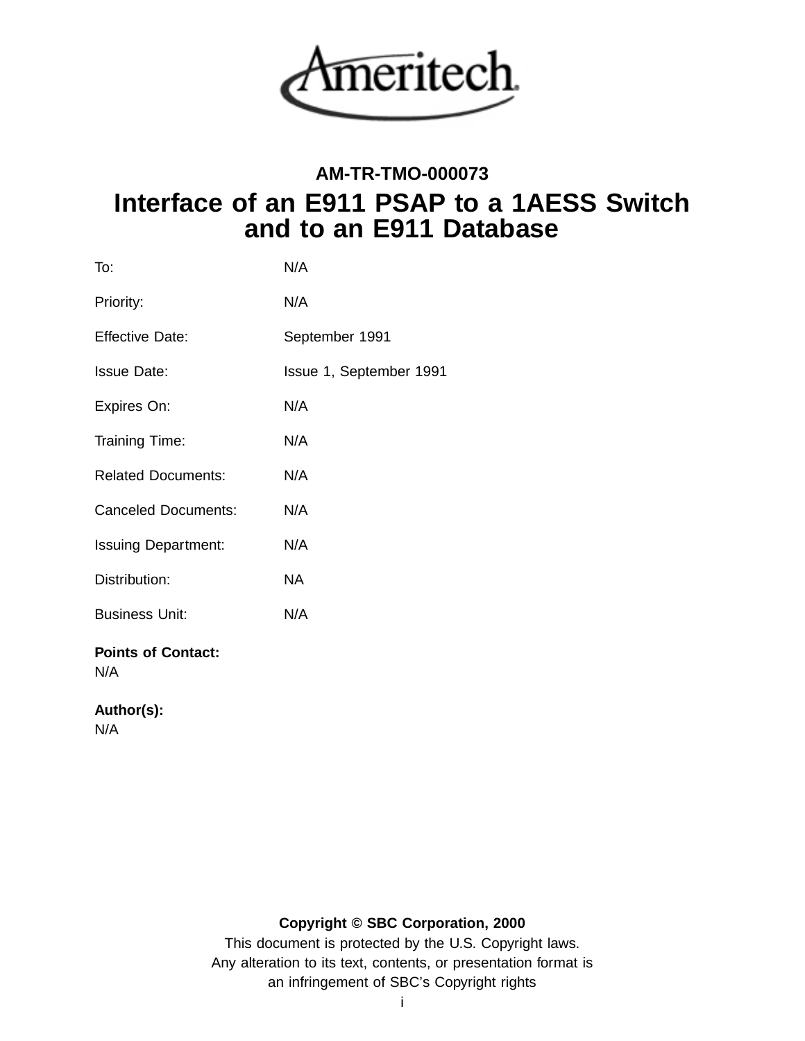Ameritech.

**AM-TR-TMO-000073**

# Interface of an E911 PSAP to a 1AESS Switch and to an E911 Database

| | |
|---|---|
| To: | N/A |
| Priority: | N/A |
| Effective Date: | September 1991 |
| Issue Date: | Issue 1, September 1991 |
| Expires On: | N/A |
| Training Time: | N/A |
| Related Documents: | N/A |
| Canceled Documents: | N/A |
| Issuing Department: | N/A |
| Distribution: | NA |
| Business Unit: | N/A |

**Points of Contact:**
N/A

**Author(s):**
N/A

**Copyright © SBC Corporation, 2000**

This document is protected by the U.S. Copyright laws.
Any alteration to its text, contents, or presentation format is
an infringement of SBC's Copyright rights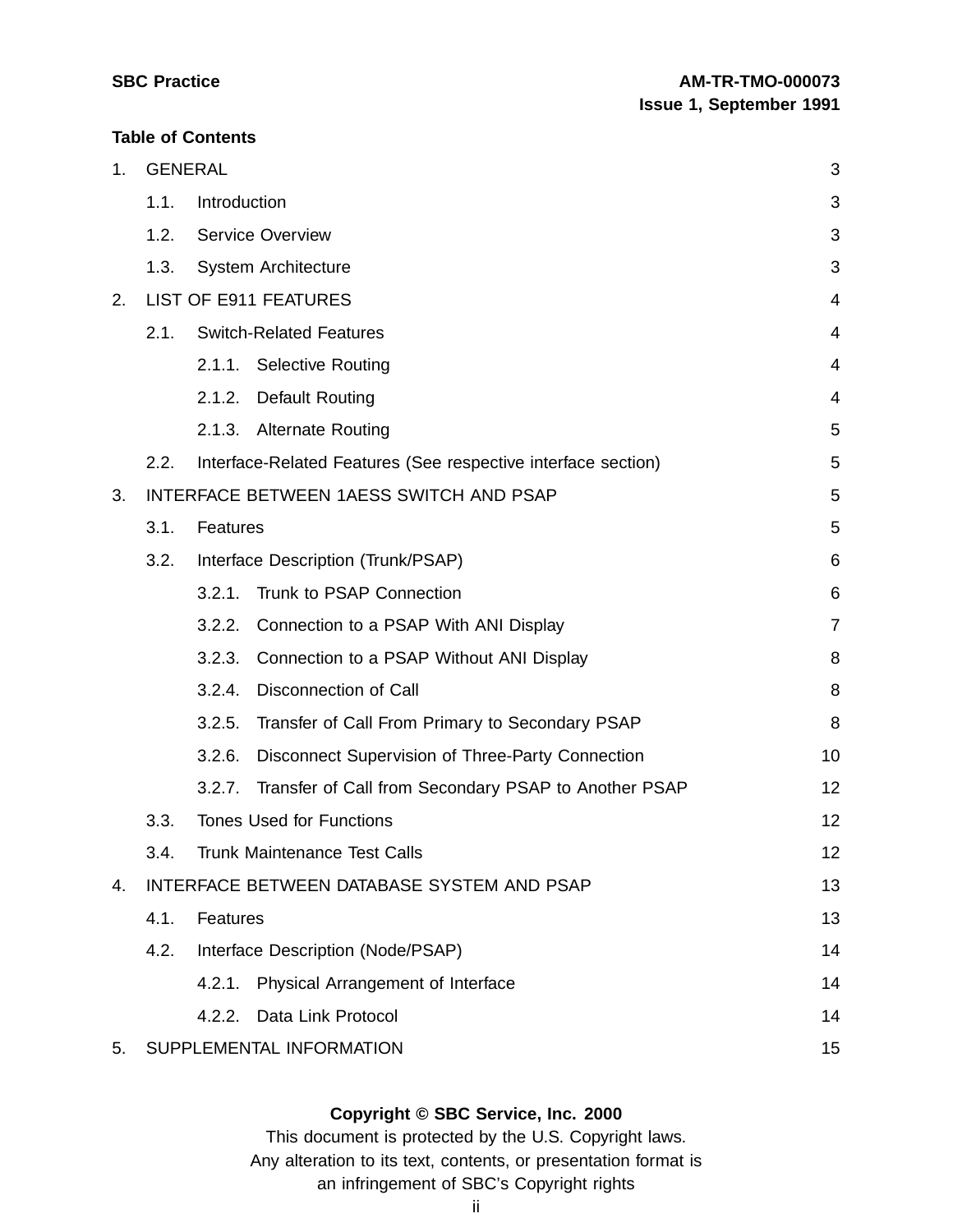**Table of Contents**

1. GENERAL 3
   - 1.1. Introduction 3
   - 1.2. Service Overview 3
   - 1.3. System Architecture 3
2. LIST OF E911 FEATURES 4
   - 2.1. Switch-Related Features 4
     - 2.1.1. Selective Routing 4
     - 2.1.2. Default Routing 4
     - 2.1.3. Alternate Routing 5
   - 2.2. Interface-Related Features (See respective interface section) 5
3. INTERFACE BETWEEN 1AESS SWITCH AND PSAP 5
   - 3.1. Features 5
   - 3.2. Interface Description (Trunk/PSAP) 6
     - 3.2.1. Trunk to PSAP Connection 6
     - 3.2.2. Connection to a PSAP With ANI Display 7
     - 3.2.3. Connection to a PSAP Without ANI Display 8
     - 3.2.4. Disconnection of Call 8
     - 3.2.5. Transfer of Call From Primary to Secondary PSAP 8
     - 3.2.6. Disconnect Supervision of Three-Party Connection 10
     - 3.2.7. Transfer of Call from Secondary PSAP to Another PSAP 12
   - 3.3. Tones Used for Functions 12
   - 3.4. Trunk Maintenance Test Calls 12
4. INTERFACE BETWEEN DATABASE SYSTEM AND PSAP 13
   - 4.1. Features 13
   - 4.2. Interface Description (Node/PSAP) 14
     - 4.2.1. Physical Arrangement of Interface 14
     - 4.2.2. Data Link Protocol 14
5. SUPPLEMENTAL INFORMATION 15

**Copyright © SBC Service, Inc. 2000**

This document is protected by the U.S. Copyright laws.
Any alteration to its text, contents, or presentation format is
an infringement of SBC's Copyright rights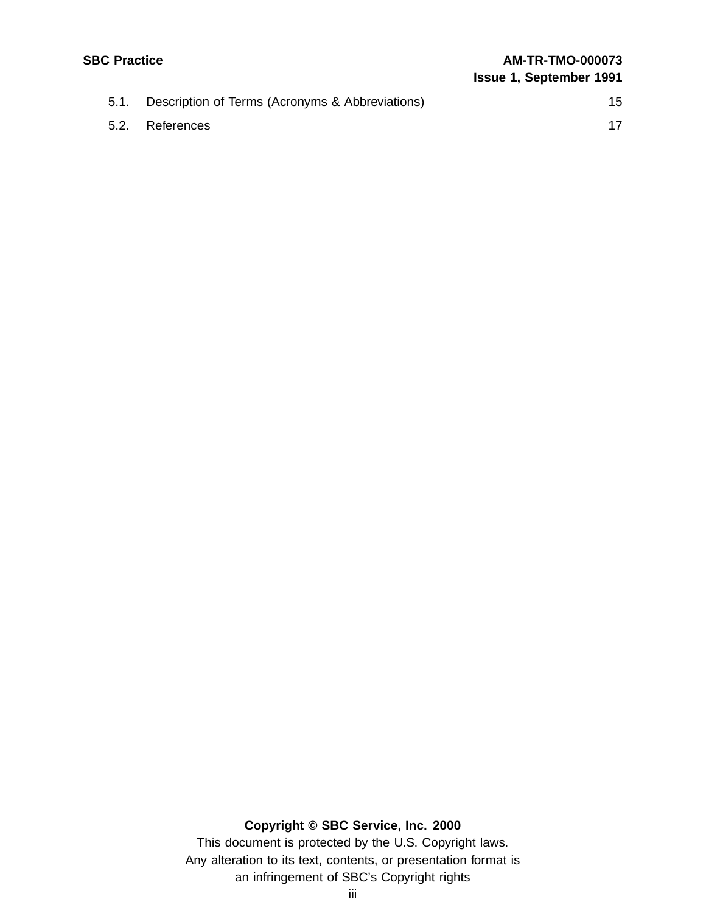| | | |
|---|---|---|
| 5.1. | Description of Terms (Acronyms & Abbreviations) | 15 |
| 5.2. | References | 17 |

**Copyright © SBC Service, Inc. 2000**

This document is protected by the U.S. Copyright laws.
Any alteration to its text, contents, or presentation format is
an infringement of SBC's Copyright rights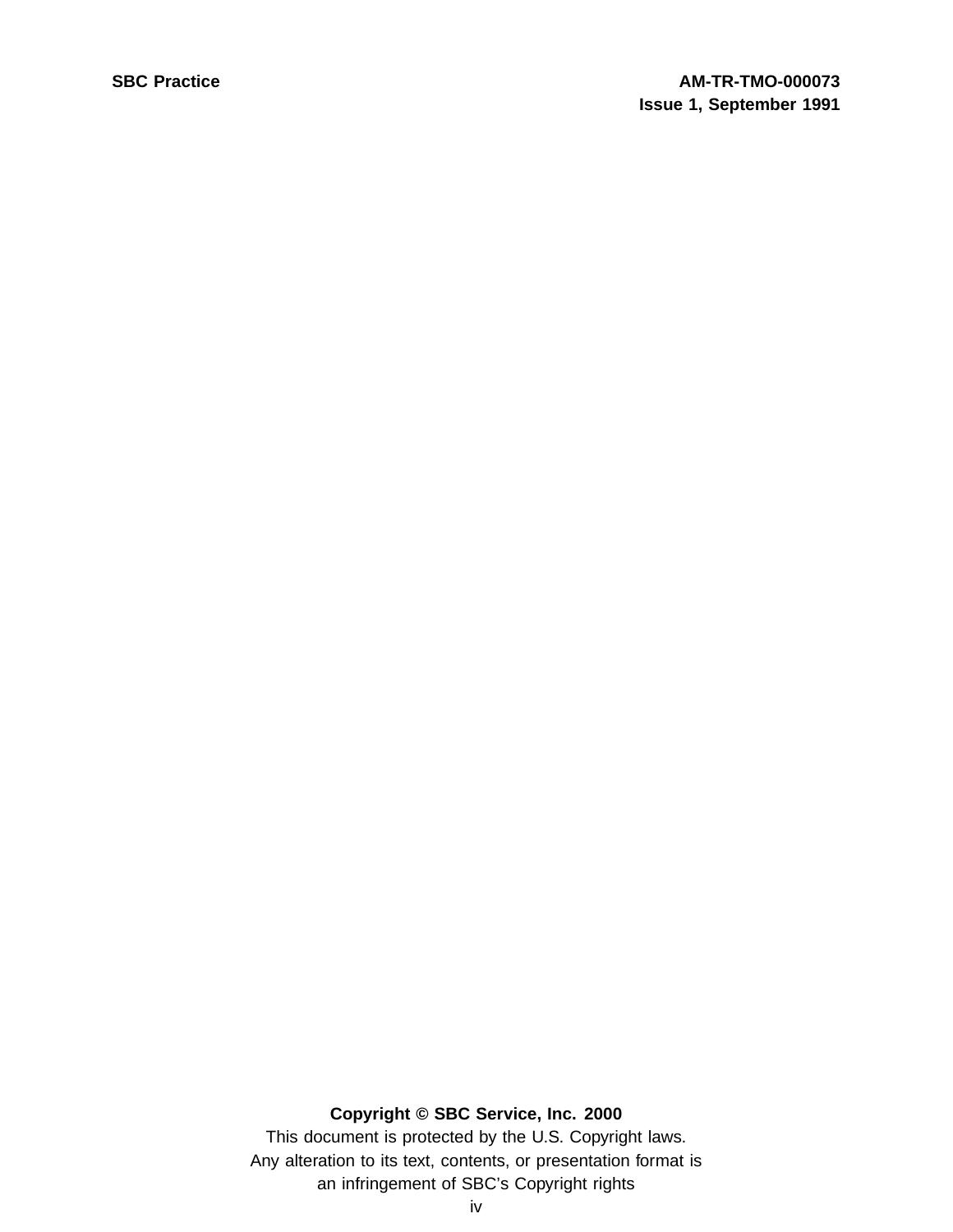**Copyright © SBC Service, Inc. 2000**

This document is protected by the U.S. Copyright laws.

Any alteration to its text, contents, or presentation format is an infringement of SBC's Copyright rights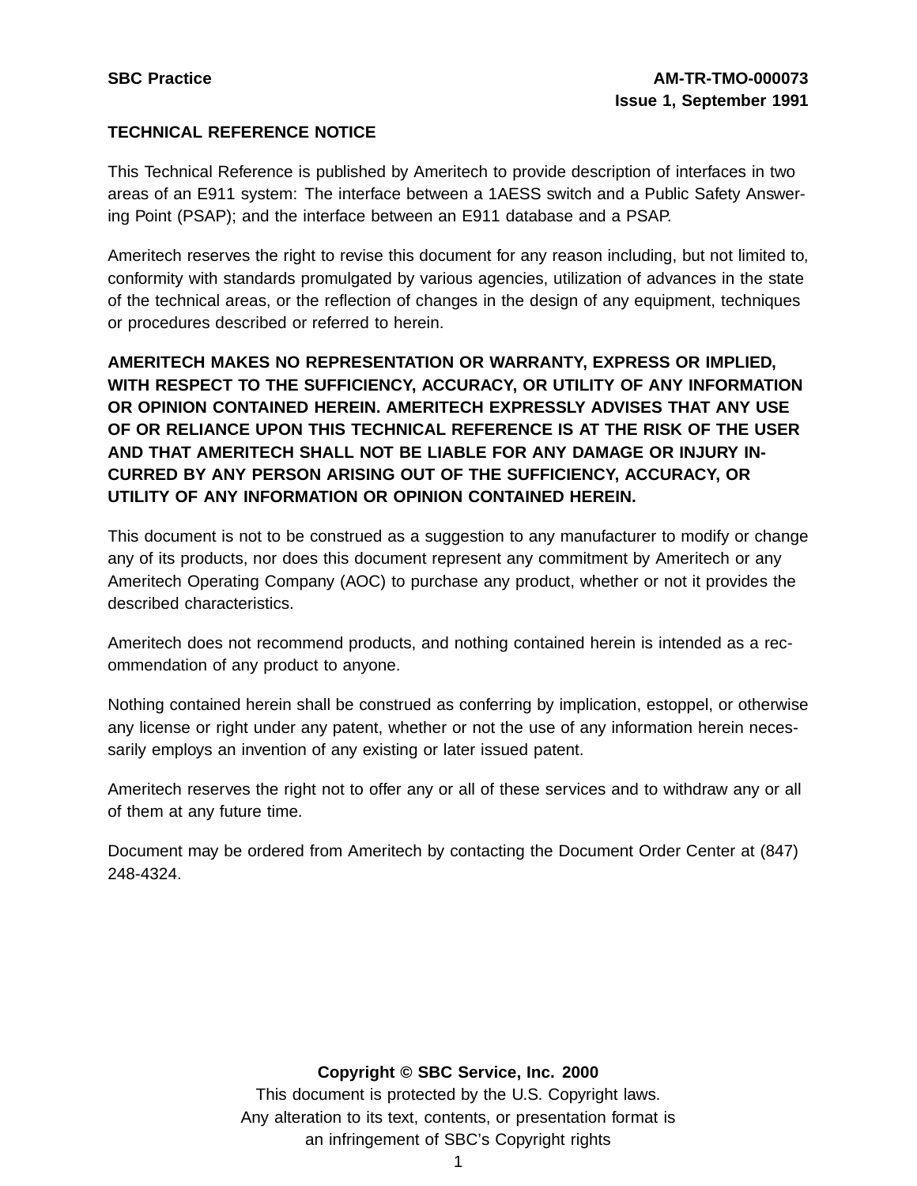# TECHNICAL REFERENCE NOTICE

This Technical Reference is published by Ameritech to provide description of interfaces in two areas of an E911 system: The interface between a 1AESS switch and a Public Safety Answering Point (PSAP); and the interface between an E911 database and a PSAP.

Ameritech reserves the right to revise this document for any reason including, but not limited to, conformity with standards promulgated by various agencies, utilization of advances in the state of the technical areas, or the reflection of changes in the design of any equipment, techniques or procedures described or referred to herein.

**AMERITECH MAKES NO REPRESENTATION OR WARRANTY, EXPRESS OR IMPLIED, WITH RESPECT TO THE SUFFICIENCY, ACCURACY, OR UTILITY OF ANY INFORMATION OR OPINION CONTAINED HEREIN. AMERITECH EXPRESSLY ADVISES THAT ANY USE OF OR RELIANCE UPON THIS TECHNICAL REFERENCE IS AT THE RISK OF THE USER AND THAT AMERITECH SHALL NOT BE LIABLE FOR ANY DAMAGE OR INJURY INCURRED BY ANY PERSON ARISING OUT OF THE SUFFICIENCY, ACCURACY, OR UTILITY OF ANY INFORMATION OR OPINION CONTAINED HEREIN.**

This document is not to be construed as a suggestion to any manufacturer to modify or change any of its products, nor does this document represent any commitment by Ameritech or any Ameritech Operating Company (AOC) to purchase any product, whether or not it provides the described characteristics.

Ameritech does not recommend products, and nothing contained herein is intended as a recommendation of any product to anyone.

Nothing contained herein shall be construed as conferring by implication, estoppel, or otherwise any license or right under any patent, whether or not the use of any information herein necessarily employs an invention of any existing or later issued patent.

Ameritech reserves the right not to offer any or all of these services and to withdraw any or all of them at any future time.

Document may be ordered from Ameritech by contacting the Document Order Center at (847) 248-4324.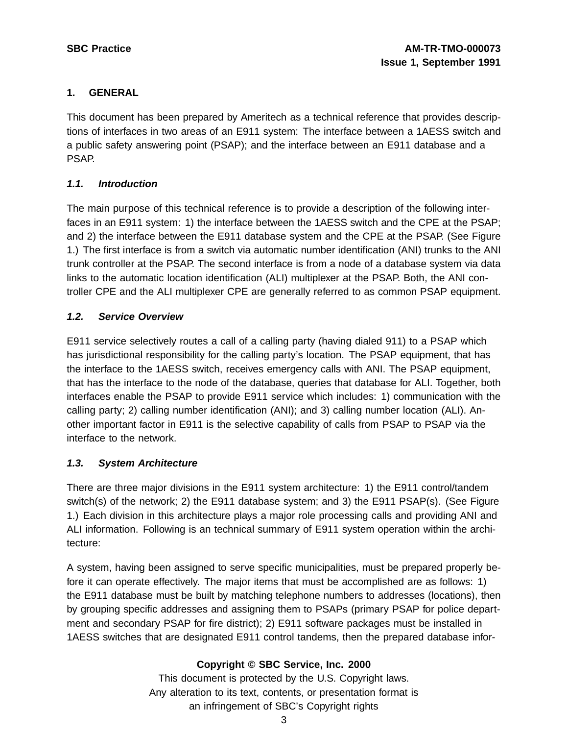## 1. GENERAL

This document has been prepared by Ameritech as a technical reference that provides descriptions of interfaces in two areas of an E911 system: The interface between a 1AESS switch and a public safety answering point (PSAP); and the interface between an E911 database and a PSAP.

### *1.1. Introduction*

The main purpose of this technical reference is to provide a description of the following interfaces in an E911 system: 1) the interface between the 1AESS switch and the CPE at the PSAP; and 2) the interface between the E911 database system and the CPE at the PSAP. (See Figure 1.) The first interface is from a switch via automatic number identification (ANI) trunks to the ANI trunk controller at the PSAP. The second interface is from a node of a database system via data links to the automatic location identification (ALI) multiplexer at the PSAP. Both, the ANI controller CPE and the ALI multiplexer CPE are generally referred to as common PSAP equipment.

### *1.2. Service Overview*

E911 service selectively routes a call of a calling party (having dialed 911) to a PSAP which has jurisdictional responsibility for the calling party's location. The PSAP equipment, that has the interface to the 1AESS switch, receives emergency calls with ANI. The PSAP equipment, that has the interface to the node of the database, queries that database for ALI. Together, both interfaces enable the PSAP to provide E911 service which includes: 1) communication with the calling party; 2) calling number identification (ANI); and 3) calling number location (ALI). Another important factor in E911 is the selective capability of calls from PSAP to PSAP via the interface to the network.

### *1.3. System Architecture*

There are three major divisions in the E911 system architecture: 1) the E911 control/tandem switch(s) of the network; 2) the E911 database system; and 3) the E911 PSAP(s). (See Figure 1.) Each division in this architecture plays a major role processing calls and providing ANI and ALI information. Following is an technical summary of E911 system operation within the architecture:

A system, having been assigned to serve specific municipalities, must be prepared properly before it can operate effectively. The major items that must be accomplished are as follows: 1) the E911 database must be built by matching telephone numbers to addresses (locations), then by grouping specific addresses and assigning them to PSAPs (primary PSAP for police department and secondary PSAP for fire district); 2) E911 software packages must be installed in 1AESS switches that are designated E911 control tandems, then the prepared database infor-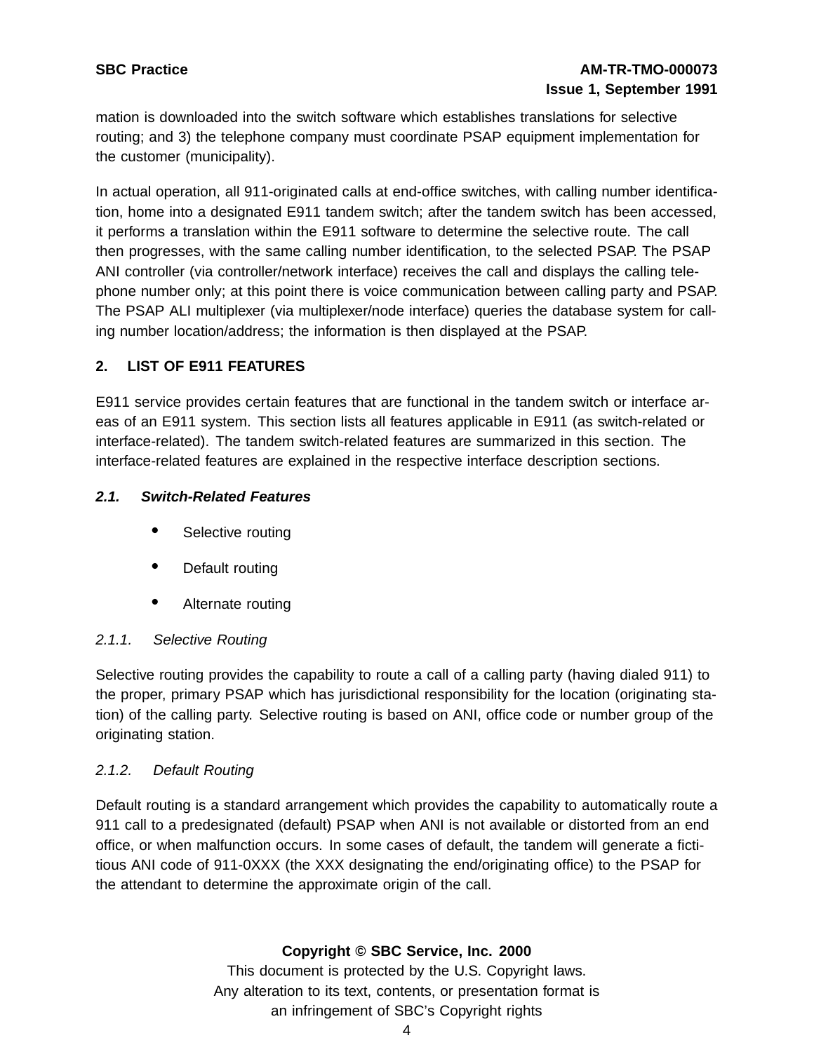mation is downloaded into the switch software which establishes translations for selective routing; and 3) the telephone company must coordinate PSAP equipment implementation for the customer (municipality).

In actual operation, all 911-originated calls at end-office switches, with calling number identification, home into a designated E911 tandem switch; after the tandem switch has been accessed, it performs a translation within the E911 software to determine the selective route. The call then progresses, with the same calling number identification, to the selected PSAP. The PSAP ANI controller (via controller/network interface) receives the call and displays the calling telephone number only; at this point there is voice communication between calling party and PSAP. The PSAP ALI multiplexer (via multiplexer/node interface) queries the database system for calling number location/address; the information is then displayed at the PSAP.

## 2. LIST OF E911 FEATURES

E911 service provides certain features that are functional in the tandem switch or interface areas of an E911 system. This section lists all features applicable in E911 (as switch-related or interface-related). The tandem switch-related features are summarized in this section. The interface-related features are explained in the respective interface description sections.

### *2.1. Switch-Related Features*

- Selective routing
- Default routing
- Alternate routing

#### *2.1.1. Selective Routing*

Selective routing provides the capability to route a call of a calling party (having dialed 911) to the proper, primary PSAP which has jurisdictional responsibility for the location (originating station) of the calling party. Selective routing is based on ANI, office code or number group of the originating station.

#### *2.1.2. Default Routing*

Default routing is a standard arrangement which provides the capability to automatically route a 911 call to a predesignated (default) PSAP when ANI is not available or distorted from an end office, or when malfunction occurs. In some cases of default, the tandem will generate a fictitious ANI code of 911-0XXX (the XXX designating the end/originating office) to the PSAP for the attendant to determine the approximate origin of the call.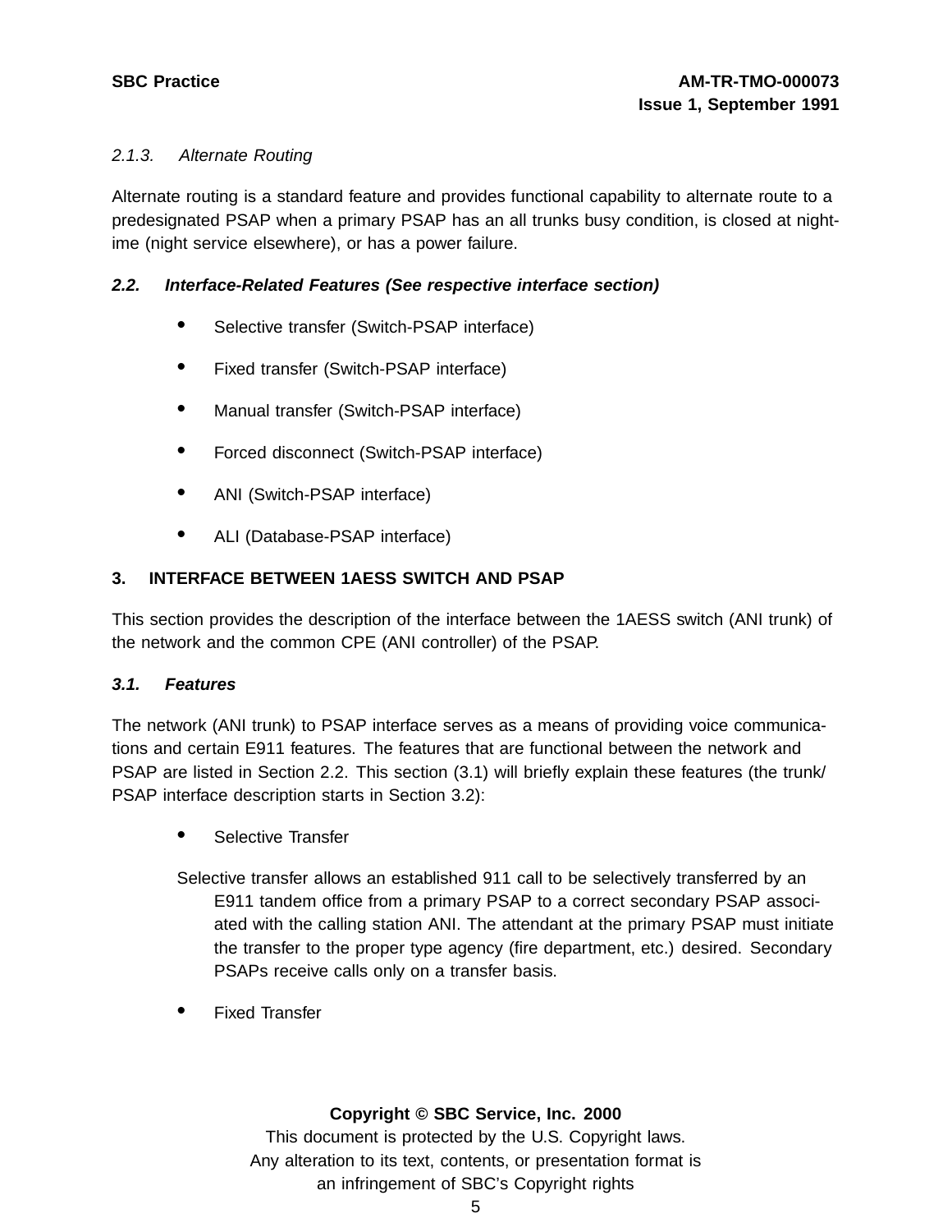*2.1.3. Alternate Routing*

Alternate routing is a standard feature and provides functional capability to alternate route to a predesignated PSAP when a primary PSAP has an all trunks busy condition, is closed at night-ime (night service elsewhere), or has a power failure.

### *2.2. Interface-Related Features (See respective interface section)*

- Selective transfer (Switch-PSAP interface)
- Fixed transfer (Switch-PSAP interface)
- Manual transfer (Switch-PSAP interface)
- Forced disconnect (Switch-PSAP interface)
- ANI (Switch-PSAP interface)
- ALI (Database-PSAP interface)

## 3. INTERFACE BETWEEN 1AESS SWITCH AND PSAP

This section provides the description of the interface between the 1AESS switch (ANI trunk) of the network and the common CPE (ANI controller) of the PSAP.

### *3.1. Features*

The network (ANI trunk) to PSAP interface serves as a means of providing voice communications and certain E911 features. The features that are functional between the network and PSAP are listed in Section 2.2. This section (3.1) will briefly explain these features (the trunk/ PSAP interface description starts in Section 3.2):

- Selective Transfer

Selective transfer allows an established 911 call to be selectively transferred by an E911 tandem office from a primary PSAP to a correct secondary PSAP associated with the calling station ANI. The attendant at the primary PSAP must initiate the transfer to the proper type agency (fire department, etc.) desired. Secondary PSAPs receive calls only on a transfer basis.

- Fixed Transfer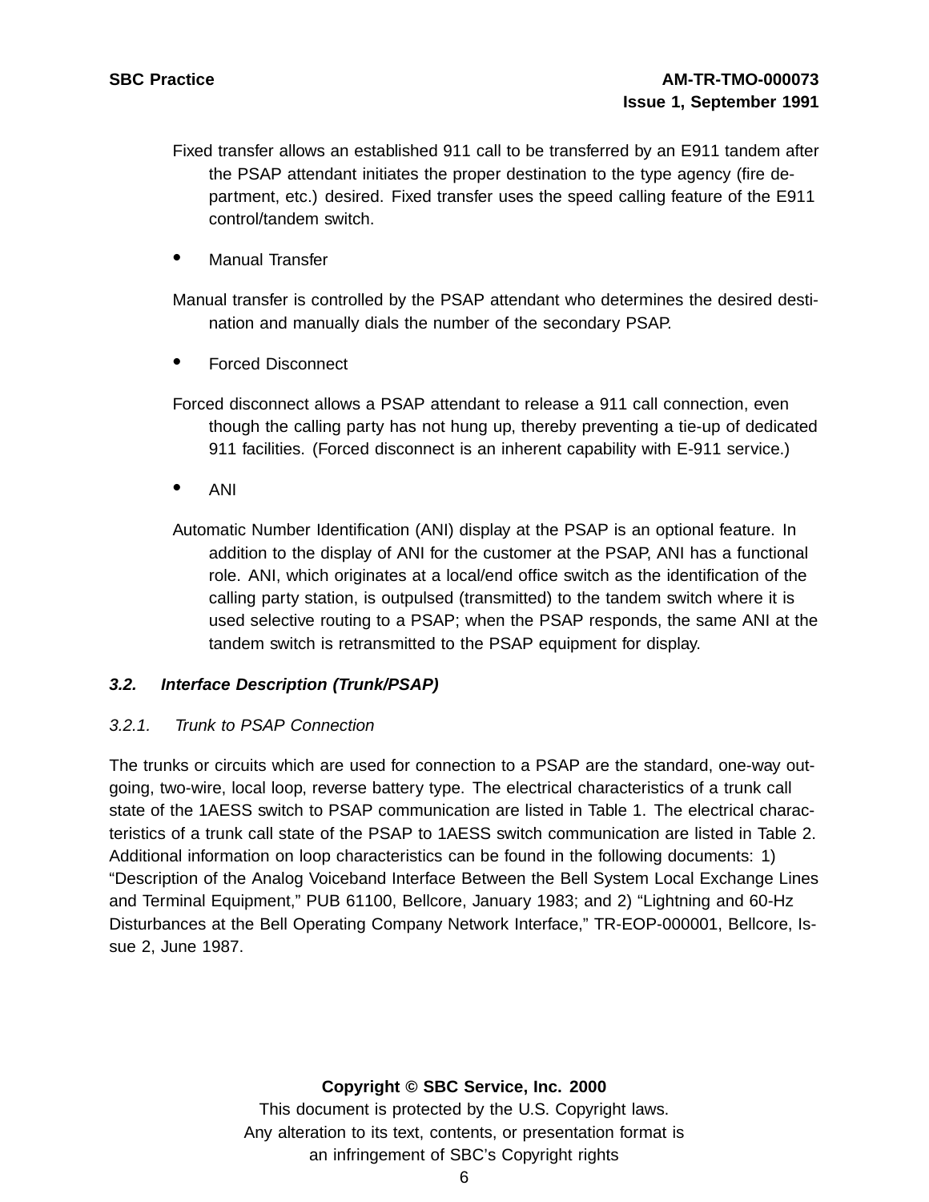Fixed transfer allows an established 911 call to be transferred by an E911 tandem after the PSAP attendant initiates the proper destination to the type agency (fire department, etc.) desired. Fixed transfer uses the speed calling feature of the E911 control/tandem switch.

- Manual Transfer

Manual transfer is controlled by the PSAP attendant who determines the desired destination and manually dials the number of the secondary PSAP.

- Forced Disconnect

Forced disconnect allows a PSAP attendant to release a 911 call connection, even though the calling party has not hung up, thereby preventing a tie-up of dedicated 911 facilities. (Forced disconnect is an inherent capability with E-911 service.)

- ANI

Automatic Number Identification (ANI) display at the PSAP is an optional feature. In addition to the display of ANI for the customer at the PSAP, ANI has a functional role. ANI, which originates at a local/end office switch as the identification of the calling party station, is outpulsed (transmitted) to the tandem switch where it is used selective routing to a PSAP; when the PSAP responds, the same ANI at the tandem switch is retransmitted to the PSAP equipment for display.

### *3.2. Interface Description (Trunk/PSAP)*

#### *3.2.1. Trunk to PSAP Connection*

The trunks or circuits which are used for connection to a PSAP are the standard, one-way outgoing, two-wire, local loop, reverse battery type. The electrical characteristics of a trunk call state of the 1AESS switch to PSAP communication are listed in Table 1. The electrical characteristics of a trunk call state of the PSAP to 1AESS switch communication are listed in Table 2. Additional information on loop characteristics can be found in the following documents: 1) "Description of the Analog Voiceband Interface Between the Bell System Local Exchange Lines and Terminal Equipment," PUB 61100, Bellcore, January 1983; and 2) "Lightning and 60-Hz Disturbances at the Bell Operating Company Network Interface," TR-EOP-000001, Bellcore, Issue 2, June 1987.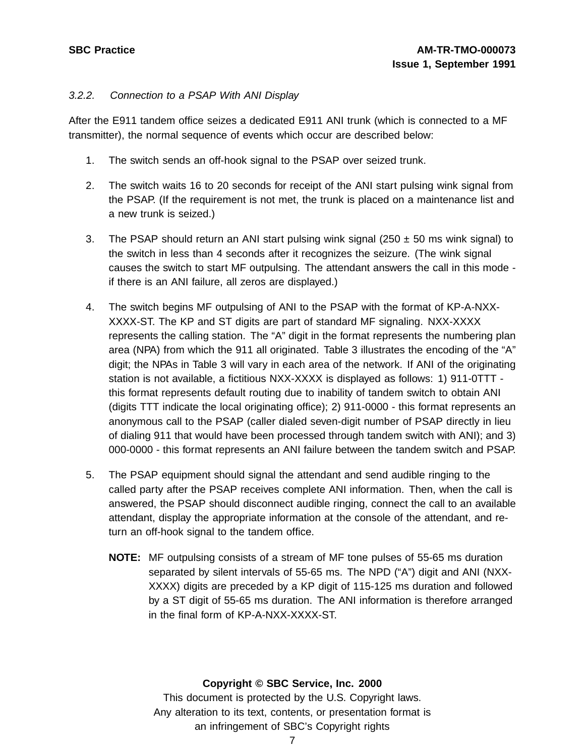### *3.2.2. Connection to a PSAP With ANI Display*

After the E911 tandem office seizes a dedicated E911 ANI trunk (which is connected to a MF transmitter), the normal sequence of events which occur are described below:

1. The switch sends an off-hook signal to the PSAP over seized trunk.

2. The switch waits 16 to 20 seconds for receipt of the ANI start pulsing wink signal from the PSAP. (If the requirement is not met, the trunk is placed on a maintenance list and a new trunk is seized.)

3. The PSAP should return an ANI start pulsing wink signal (250 ± 50 ms wink signal) to the switch in less than 4 seconds after it recognizes the seizure. (The wink signal causes the switch to start MF outpulsing. The attendant answers the call in this mode - if there is an ANI failure, all zeros are displayed.)

4. The switch begins MF outpulsing of ANI to the PSAP with the format of KP-A-NXX-XXXX-ST. The KP and ST digits are part of standard MF signaling. NXX-XXXX represents the calling station. The "A" digit in the format represents the numbering plan area (NPA) from which the 911 all originated. Table 3 illustrates the encoding of the "A" digit; the NPAs in Table 3 will vary in each area of the network. If ANI of the originating station is not available, a fictitious NXX-XXXX is displayed as follows: 1) 911-0TTT - this format represents default routing due to inability of tandem switch to obtain ANI (digits TTT indicate the local originating office); 2) 911-0000 - this format represents an anonymous call to the PSAP (caller dialed seven-digit number of PSAP directly in lieu of dialing 911 that would have been processed through tandem switch with ANI); and 3) 000-0000 - this format represents an ANI failure between the tandem switch and PSAP.

5. The PSAP equipment should signal the attendant and send audible ringing to the called party after the PSAP receives complete ANI information. Then, when the call is answered, the PSAP should disconnect audible ringing, connect the call to an available attendant, display the appropriate information at the console of the attendant, and return an off-hook signal to the tandem office.

   **NOTE:** MF outpulsing consists of a stream of MF tone pulses of 55-65 ms duration separated by silent intervals of 55-65 ms. The NPD ("A") digit and ANI (NXX-XXXX) digits are preceded by a KP digit of 115-125 ms duration and followed by a ST digit of 55-65 ms duration. The ANI information is therefore arranged in the final form of KP-A-NXX-XXXX-ST.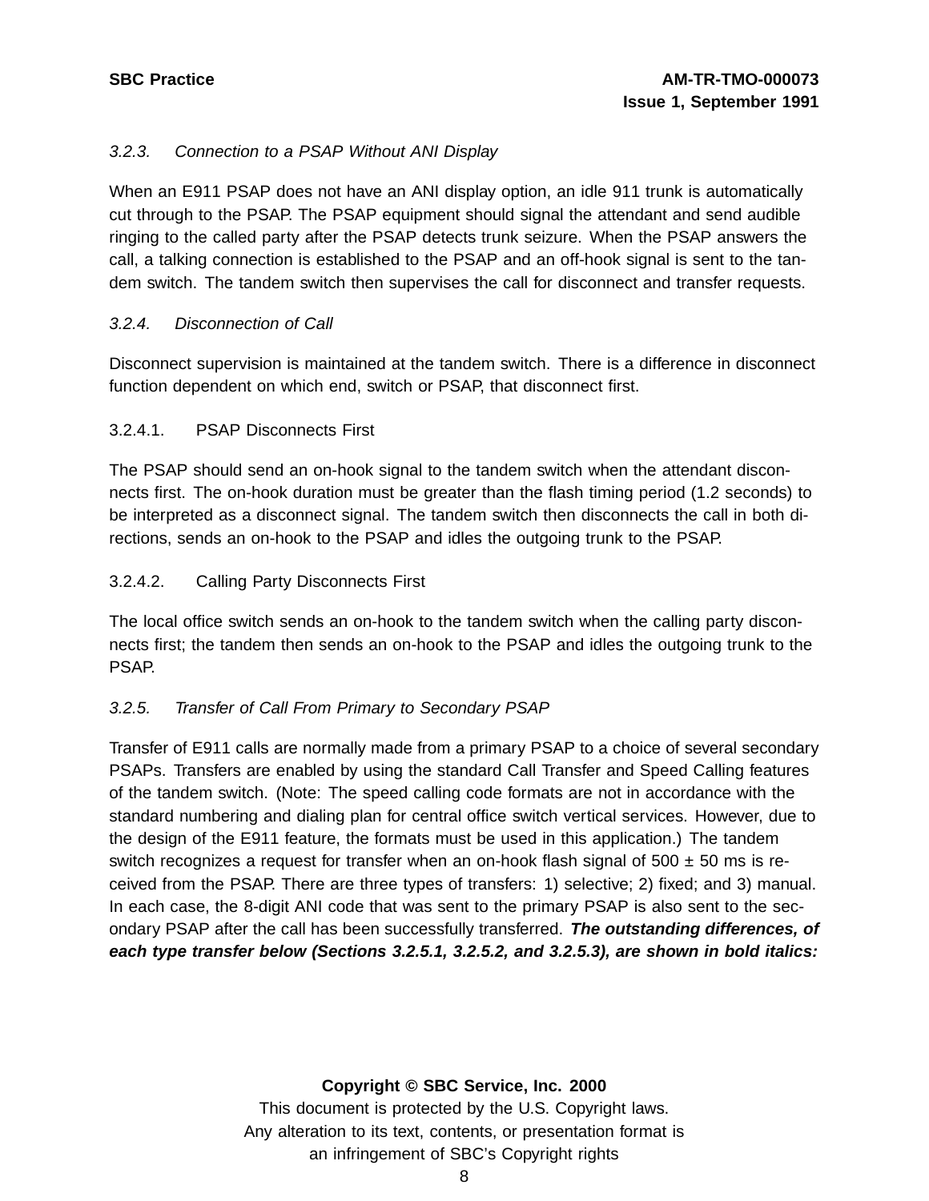### *3.2.3. Connection to a PSAP Without ANI Display*

When an E911 PSAP does not have an ANI display option, an idle 911 trunk is automatically cut through to the PSAP. The PSAP equipment should signal the attendant and send audible ringing to the called party after the PSAP detects trunk seizure. When the PSAP answers the call, a talking connection is established to the PSAP and an off-hook signal is sent to the tandem switch. The tandem switch then supervises the call for disconnect and transfer requests.

### *3.2.4. Disconnection of Call*

Disconnect supervision is maintained at the tandem switch. There is a difference in disconnect function dependent on which end, switch or PSAP, that disconnect first.

#### 3.2.4.1. PSAP Disconnects First

The PSAP should send an on-hook signal to the tandem switch when the attendant disconnects first. The on-hook duration must be greater than the flash timing period (1.2 seconds) to be interpreted as a disconnect signal. The tandem switch then disconnects the call in both directions, sends an on-hook to the PSAP and idles the outgoing trunk to the PSAP.

#### 3.2.4.2. Calling Party Disconnects First

The local office switch sends an on-hook to the tandem switch when the calling party disconnects first; the tandem then sends an on-hook to the PSAP and idles the outgoing trunk to the PSAP.

### *3.2.5. Transfer of Call From Primary to Secondary PSAP*

Transfer of E911 calls are normally made from a primary PSAP to a choice of several secondary PSAPs. Transfers are enabled by using the standard Call Transfer and Speed Calling features of the tandem switch. (Note: The speed calling code formats are not in accordance with the standard numbering and dialing plan for central office switch vertical services. However, due to the design of the E911 feature, the formats must be used in this application.) The tandem switch recognizes a request for transfer when an on-hook flash signal of 500 ± 50 ms is received from the PSAP. There are three types of transfers: 1) selective; 2) fixed; and 3) manual. In each case, the 8-digit ANI code that was sent to the primary PSAP is also sent to the secondary PSAP after the call has been successfully transferred. ***The outstanding differences, of each type transfer below (Sections 3.2.5.1, 3.2.5.2, and 3.2.5.3), are shown in bold italics:***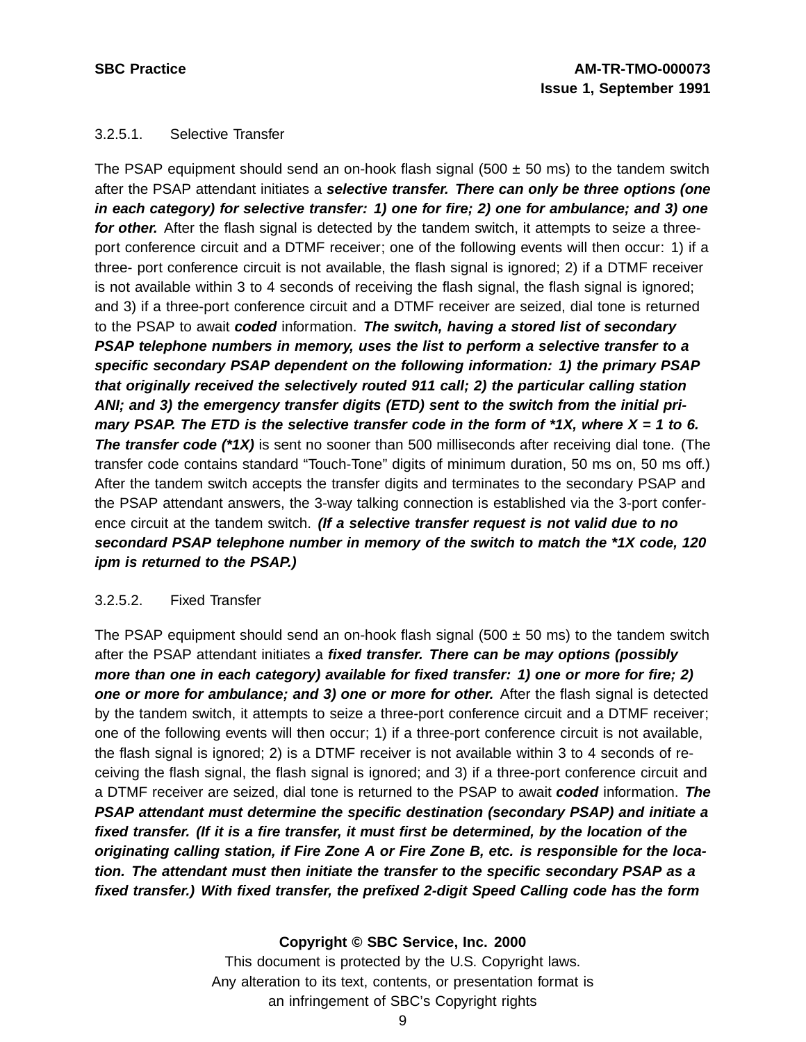3.2.5.1. Selective Transfer

The PSAP equipment should send an on-hook flash signal (500 ± 50 ms) to the tandem switch after the PSAP attendant initiates a ***selective transfer. There can only be three options (one in each category) for selective transfer: 1) one for fire; 2) one for ambulance; and 3) one for other.*** After the flash signal is detected by the tandem switch, it attempts to seize a three-port conference circuit and a DTMF receiver; one of the following events will then occur: 1) if a three- port conference circuit is not available, the flash signal is ignored; 2) if a DTMF receiver is not available within 3 to 4 seconds of receiving the flash signal, the flash signal is ignored; and 3) if a three-port conference circuit and a DTMF receiver are seized, dial tone is returned to the PSAP to await ***coded*** information. ***The switch, having a stored list of secondary PSAP telephone numbers in memory, uses the list to perform a selective transfer to a specific secondary PSAP dependent on the following information: 1) the primary PSAP that originally received the selectively routed 911 call; 2) the particular calling station ANI; and 3) the emergency transfer digits (ETD) sent to the switch from the initial primary PSAP. The ETD is the selective transfer code in the form of *1X, where X = 1 to 6. The transfer code (*1X)*** is sent no sooner than 500 milliseconds after receiving dial tone. (The transfer code contains standard "Touch-Tone" digits of minimum duration, 50 ms on, 50 ms off.) After the tandem switch accepts the transfer digits and terminates to the secondary PSAP and the PSAP attendant answers, the 3-way talking connection is established via the 3-port conference circuit at the tandem switch. ***(If a selective transfer request is not valid due to no secondard PSAP telephone number in memory of the switch to match the *1X code, 120 ipm is returned to the PSAP.)***

3.2.5.2. Fixed Transfer

The PSAP equipment should send an on-hook flash signal (500 ± 50 ms) to the tandem switch after the PSAP attendant initiates a ***fixed transfer. There can be may options (possibly more than one in each category) available for fixed transfer: 1) one or more for fire; 2) one or more for ambulance; and 3) one or more for other.*** After the flash signal is detected by the tandem switch, it attempts to seize a three-port conference circuit and a DTMF receiver; one of the following events will then occur; 1) if a three-port conference circuit is not available, the flash signal is ignored; 2) is a DTMF receiver is not available within 3 to 4 seconds of receiving the flash signal, the flash signal is ignored; and 3) if a three-port conference circuit and a DTMF receiver are seized, dial tone is returned to the PSAP to await ***coded*** information. ***The PSAP attendant must determine the specific destination (secondary PSAP) and initiate a fixed transfer. (If it is a fire transfer, it must first be determined, by the location of the originating calling station, if Fire Zone A or Fire Zone B, etc. is responsible for the location. The attendant must then initiate the transfer to the specific secondary PSAP as a fixed transfer.) With fixed transfer, the prefixed 2-digit Speed Calling code has the form***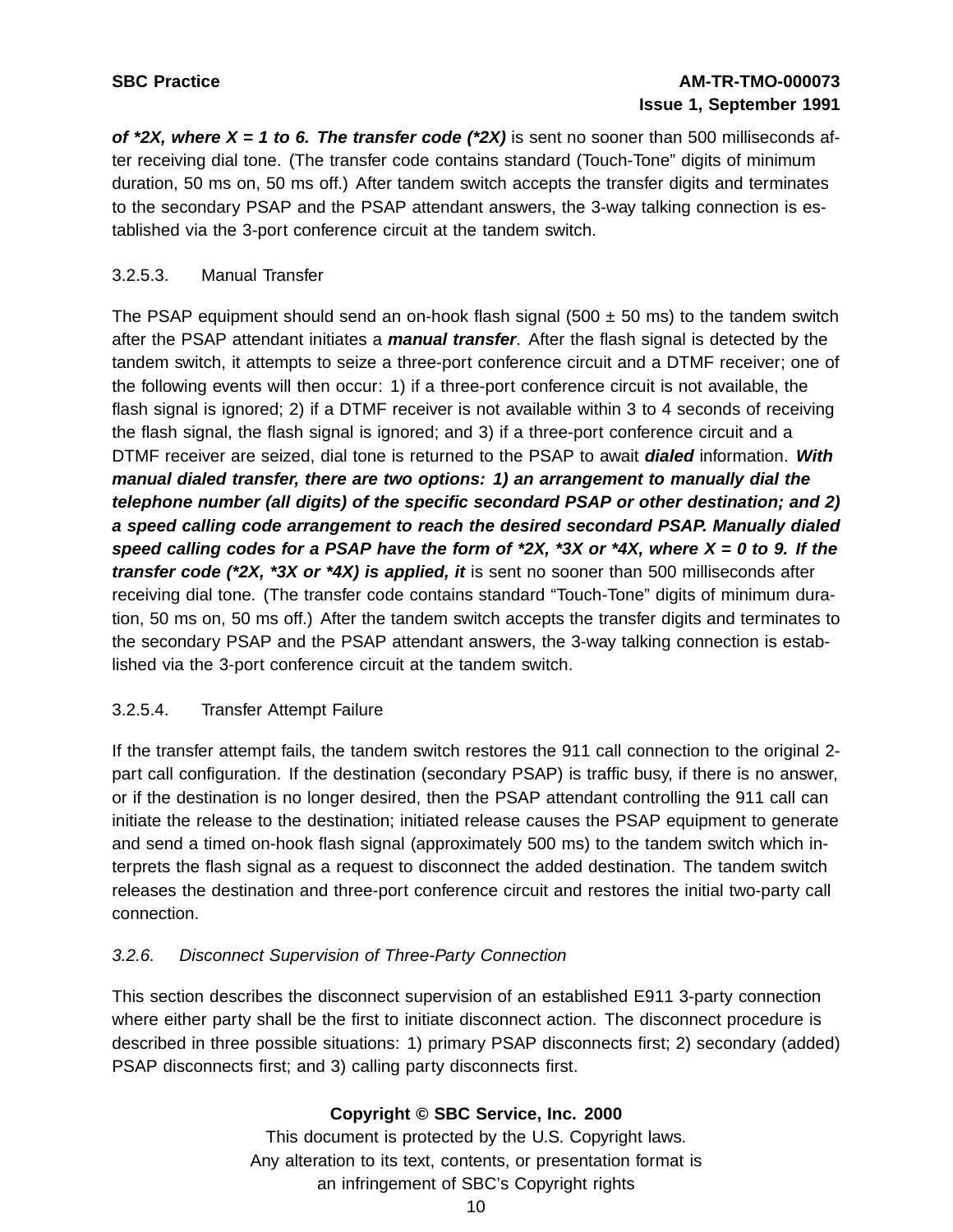***of \*2X, where X = 1 to 6. The transfer code (\*2X)*** is sent no sooner than 500 milliseconds after receiving dial tone. (The transfer code contains standard (Touch-Tone" digits of minimum duration, 50 ms on, 50 ms off.) After tandem switch accepts the transfer digits and terminates to the secondary PSAP and the PSAP attendant answers, the 3-way talking connection is established via the 3-port conference circuit at the tandem switch.

3.2.5.3. Manual Transfer

The PSAP equipment should send an on-hook flash signal (500 ± 50 ms) to the tandem switch after the PSAP attendant initiates a ***manual transfer***. After the flash signal is detected by the tandem switch, it attempts to seize a three-port conference circuit and a DTMF receiver; one of the following events will then occur: 1) if a three-port conference circuit is not available, the flash signal is ignored; 2) if a DTMF receiver is not available within 3 to 4 seconds of receiving the flash signal, the flash signal is ignored; and 3) if a three-port conference circuit and a DTMF receiver are seized, dial tone is returned to the PSAP to await ***dialed*** information. ***With manual dialed transfer, there are two options: 1) an arrangement to manually dial the telephone number (all digits) of the specific secondard PSAP or other destination; and 2) a speed calling code arrangement to reach the desired secondard PSAP. Manually dialed speed calling codes for a PSAP have the form of \*2X, \*3X or \*4X, where X = 0 to 9. If the transfer code (\*2X, \*3X or \*4X) is applied, it*** is sent no sooner than 500 milliseconds after receiving dial tone. (The transfer code contains standard "Touch-Tone" digits of minimum duration, 50 ms on, 50 ms off.) After the tandem switch accepts the transfer digits and terminates to the secondary PSAP and the PSAP attendant answers, the 3-way talking connection is established via the 3-port conference circuit at the tandem switch.

3.2.5.4. Transfer Attempt Failure

If the transfer attempt fails, the tandem switch restores the 911 call connection to the original 2-part call configuration. If the destination (secondary PSAP) is traffic busy, if there is no answer, or if the destination is no longer desired, then the PSAP attendant controlling the 911 call can initiate the release to the destination; initiated release causes the PSAP equipment to generate and send a timed on-hook flash signal (approximately 500 ms) to the tandem switch which interprets the flash signal as a request to disconnect the added destination. The tandem switch releases the destination and three-port conference circuit and restores the initial two-party call connection.

*3.2.6. Disconnect Supervision of Three-Party Connection*

This section describes the disconnect supervision of an established E911 3-party connection where either party shall be the first to initiate disconnect action. The disconnect procedure is described in three possible situations: 1) primary PSAP disconnects first; 2) secondary (added) PSAP disconnects first; and 3) calling party disconnects first.

**Copyright © SBC Service, Inc. 2000**
This document is protected by the U.S. Copyright laws.
Any alteration to its text, contents, or presentation format is
an infringement of SBC's Copyright rights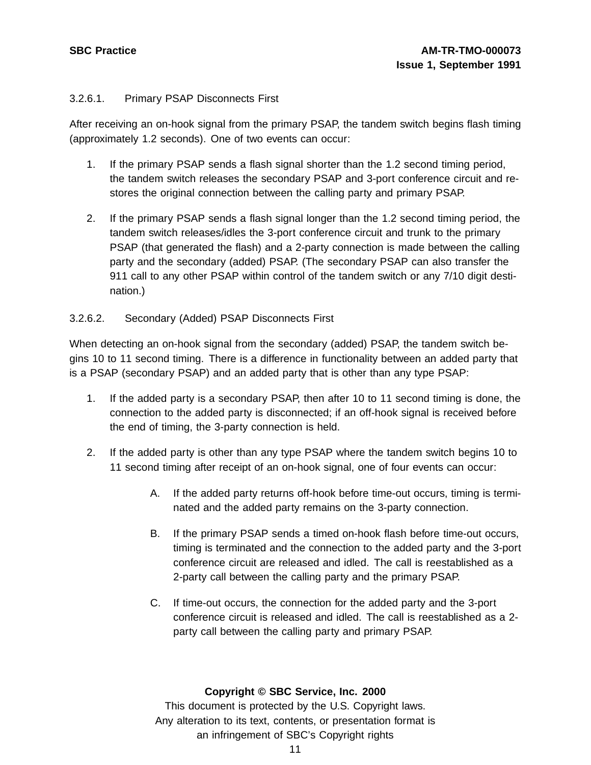#### 3.2.6.1. Primary PSAP Disconnects First

After receiving an on-hook signal from the primary PSAP, the tandem switch begins flash timing (approximately 1.2 seconds). One of two events can occur:

1. If the primary PSAP sends a flash signal shorter than the 1.2 second timing period, the tandem switch releases the secondary PSAP and 3-port conference circuit and restores the original connection between the calling party and primary PSAP.

2. If the primary PSAP sends a flash signal longer than the 1.2 second timing period, the tandem switch releases/idles the 3-port conference circuit and trunk to the primary PSAP (that generated the flash) and a 2-party connection is made between the calling party and the secondary (added) PSAP. (The secondary PSAP can also transfer the 911 call to any other PSAP within control of the tandem switch or any 7/10 digit destination.)

#### 3.2.6.2. Secondary (Added) PSAP Disconnects First

When detecting an on-hook signal from the secondary (added) PSAP, the tandem switch begins 10 to 11 second timing. There is a difference in functionality between an added party that is a PSAP (secondary PSAP) and an added party that is other than any type PSAP:

1. If the added party is a secondary PSAP, then after 10 to 11 second timing is done, the connection to the added party is disconnected; if an off-hook signal is received before the end of timing, the 3-party connection is held.

2. If the added party is other than any type PSAP where the tandem switch begins 10 to 11 second timing after receipt of an on-hook signal, one of four events can occur:

   A. If the added party returns off-hook before time-out occurs, timing is terminated and the added party remains on the 3-party connection.

   B. If the primary PSAP sends a timed on-hook flash before time-out occurs, timing is terminated and the connection to the added party and the 3-port conference circuit are released and idled. The call is reestablished as a 2-party call between the calling party and the primary PSAP.

   C. If time-out occurs, the connection for the added party and the 3-port conference circuit is released and idled. The call is reestablished as a 2-party call between the calling party and primary PSAP.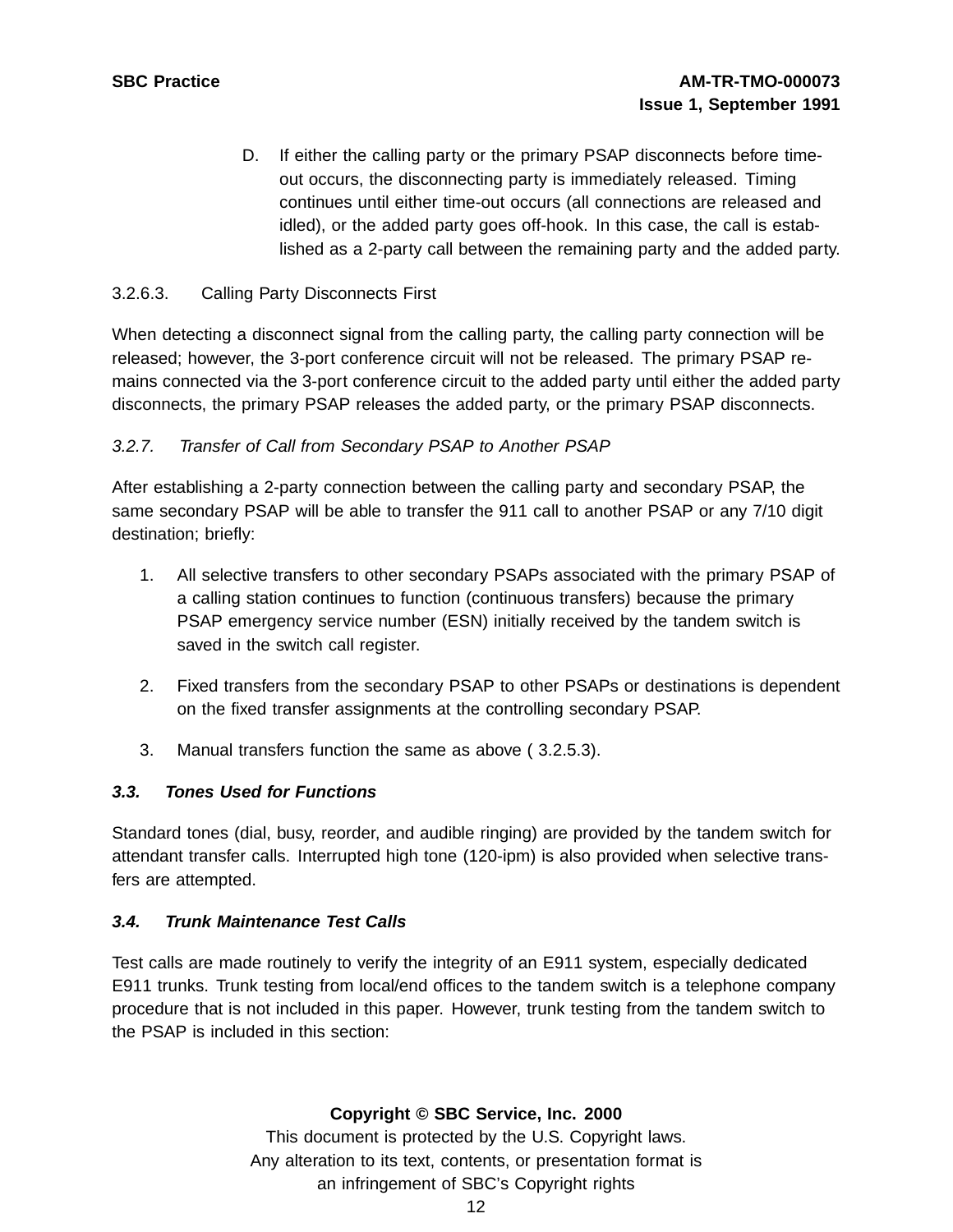D. If either the calling party or the primary PSAP disconnects before time-out occurs, the disconnecting party is immediately released. Timing continues until either time-out occurs (all connections are released and idled), or the added party goes off-hook. In this case, the call is established as a 2-party call between the remaining party and the added party.

3.2.6.3. Calling Party Disconnects First

When detecting a disconnect signal from the calling party, the calling party connection will be released; however, the 3-port conference circuit will not be released. The primary PSAP remains connected via the 3-port conference circuit to the added party until either the added party disconnects, the primary PSAP releases the added party, or the primary PSAP disconnects.

*3.2.7. Transfer of Call from Secondary PSAP to Another PSAP*

After establishing a 2-party connection between the calling party and secondary PSAP, the same secondary PSAP will be able to transfer the 911 call to another PSAP or any 7/10 digit destination; briefly:

1. All selective transfers to other secondary PSAPs associated with the primary PSAP of a calling station continues to function (continuous transfers) because the primary PSAP emergency service number (ESN) initially received by the tandem switch is saved in the switch call register.

2. Fixed transfers from the secondary PSAP to other PSAPs or destinations is dependent on the fixed transfer assignments at the controlling secondary PSAP.

3. Manual transfers function the same as above ( 3.2.5.3).

## *3.3. Tones Used for Functions*

Standard tones (dial, busy, reorder, and audible ringing) are provided by the tandem switch for attendant transfer calls. Interrupted high tone (120-ipm) is also provided when selective transfers are attempted.

## *3.4. Trunk Maintenance Test Calls*

Test calls are made routinely to verify the integrity of an E911 system, especially dedicated E911 trunks. Trunk testing from local/end offices to the tandem switch is a telephone company procedure that is not included in this paper. However, trunk testing from the tandem switch to the PSAP is included in this section: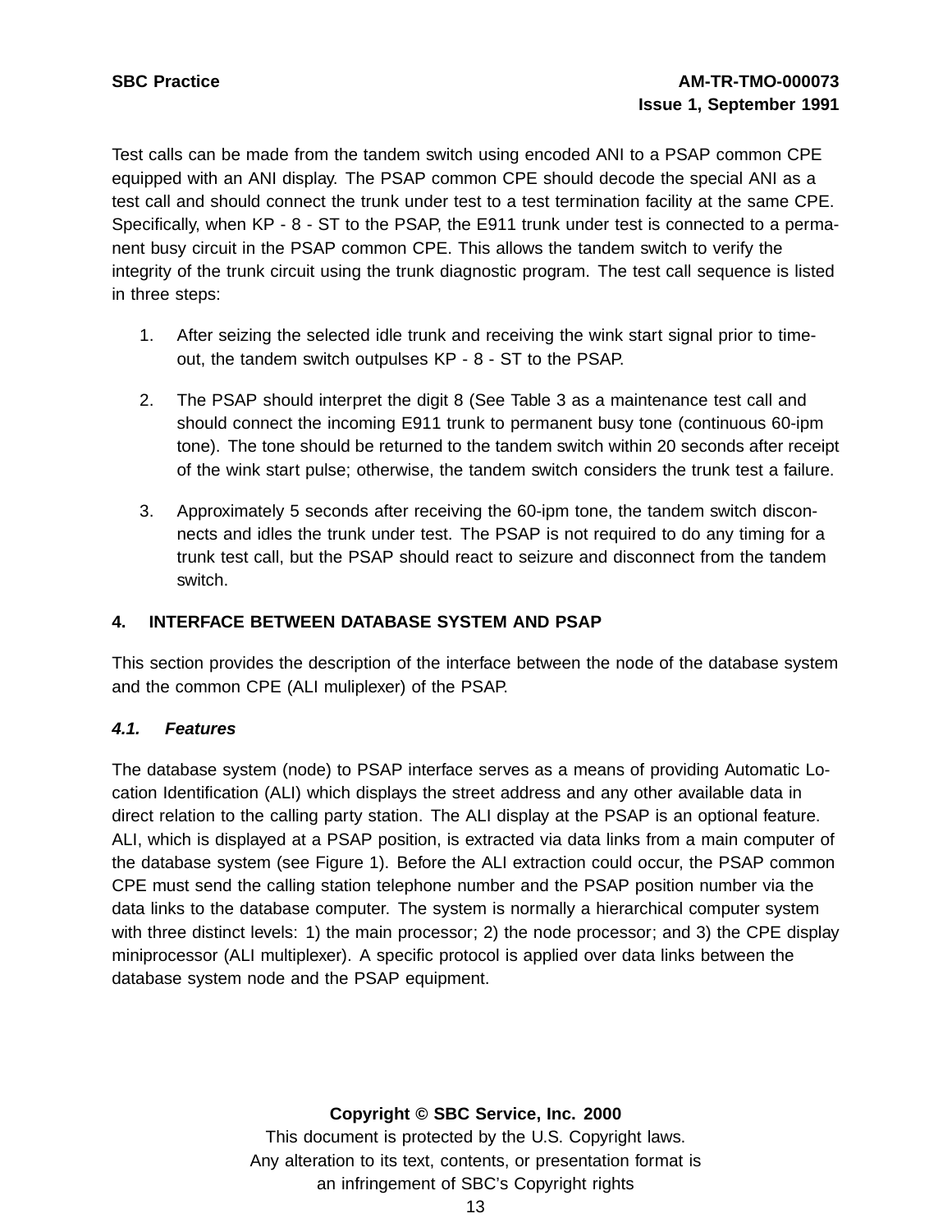Test calls can be made from the tandem switch using encoded ANI to a PSAP common CPE equipped with an ANI display. The PSAP common CPE should decode the special ANI as a test call and should connect the trunk under test to a test termination facility at the same CPE. Specifically, when KP - 8 - ST to the PSAP, the E911 trunk under test is connected to a permanent busy circuit in the PSAP common CPE. This allows the tandem switch to verify the integrity of the trunk circuit using the trunk diagnostic program. The test call sequence is listed in three steps:

1. After seizing the selected idle trunk and receiving the wink start signal prior to time-out, the tandem switch outpulses KP - 8 - ST to the PSAP.

2. The PSAP should interpret the digit 8 (See Table 3 as a maintenance test call and should connect the incoming E911 trunk to permanent busy tone (continuous 60-ipm tone). The tone should be returned to the tandem switch within 20 seconds after receipt of the wink start pulse; otherwise, the tandem switch considers the trunk test a failure.

3. Approximately 5 seconds after receiving the 60-ipm tone, the tandem switch disconnects and idles the trunk under test. The PSAP is not required to do any timing for a trunk test call, but the PSAP should react to seizure and disconnect from the tandem switch.

## 4. INTERFACE BETWEEN DATABASE SYSTEM AND PSAP

This section provides the description of the interface between the node of the database system and the common CPE (ALI muliplexer) of the PSAP.

### *4.1. Features*

The database system (node) to PSAP interface serves as a means of providing Automatic Location Identification (ALI) which displays the street address and any other available data in direct relation to the calling party station. The ALI display at the PSAP is an optional feature. ALI, which is displayed at a PSAP position, is extracted via data links from a main computer of the database system (see Figure 1). Before the ALI extraction could occur, the PSAP common CPE must send the calling station telephone number and the PSAP position number via the data links to the database computer. The system is normally a hierarchical computer system with three distinct levels: 1) the main processor; 2) the node processor; and 3) the CPE display miniprocessor (ALI multiplexer). A specific protocol is applied over data links between the database system node and the PSAP equipment.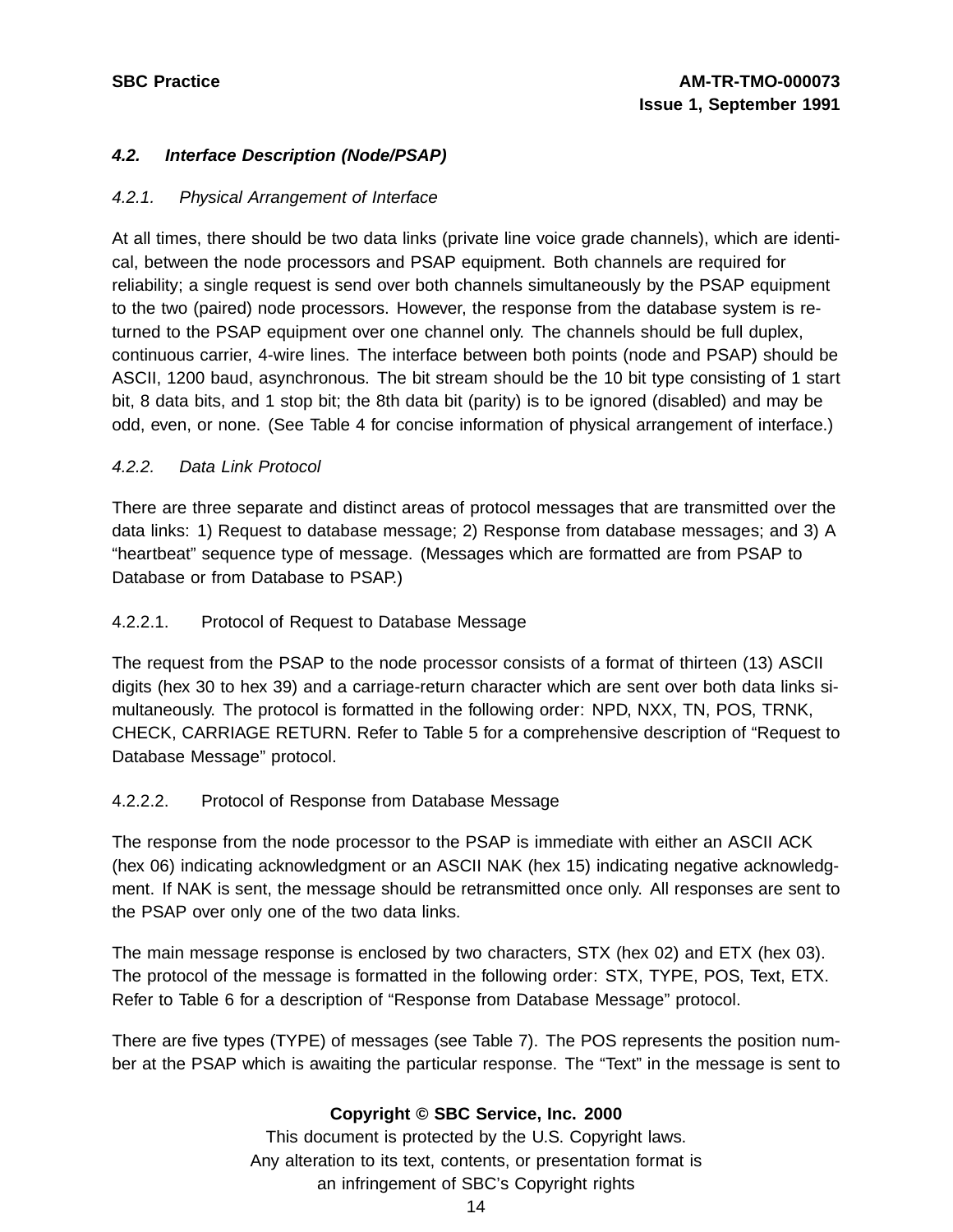### *4.2. Interface Description (Node/PSAP)*

*4.2.1. Physical Arrangement of Interface*

At all times, there should be two data links (private line voice grade channels), which are identical, between the node processors and PSAP equipment. Both channels are required for reliability; a single request is send over both channels simultaneously by the PSAP equipment to the two (paired) node processors. However, the response from the database system is returned to the PSAP equipment over one channel only. The channels should be full duplex, continuous carrier, 4-wire lines. The interface between both points (node and PSAP) should be ASCII, 1200 baud, asynchronous. The bit stream should be the 10 bit type consisting of 1 start bit, 8 data bits, and 1 stop bit; the 8th data bit (parity) is to be ignored (disabled) and may be odd, even, or none. (See Table 4 for concise information of physical arrangement of interface.)

*4.2.2. Data Link Protocol*

There are three separate and distinct areas of protocol messages that are transmitted over the data links: 1) Request to database message; 2) Response from database messages; and 3) A “heartbeat” sequence type of message. (Messages which are formatted are from PSAP to Database or from Database to PSAP.)

4.2.2.1. Protocol of Request to Database Message

The request from the PSAP to the node processor consists of a format of thirteen (13) ASCII digits (hex 30 to hex 39) and a carriage-return character which are sent over both data links simultaneously. The protocol is formatted in the following order: NPD, NXX, TN, POS, TRNK, CHECK, CARRIAGE RETURN. Refer to Table 5 for a comprehensive description of “Request to Database Message” protocol.

4.2.2.2. Protocol of Response from Database Message

The response from the node processor to the PSAP is immediate with either an ASCII ACK (hex 06) indicating acknowledgment or an ASCII NAK (hex 15) indicating negative acknowledgment. If NAK is sent, the message should be retransmitted once only. All responses are sent to the PSAP over only one of the two data links.

The main message response is enclosed by two characters, STX (hex 02) and ETX (hex 03). The protocol of the message is formatted in the following order: STX, TYPE, POS, Text, ETX. Refer to Table 6 for a description of “Response from Database Message” protocol.

There are five types (TYPE) of messages (see Table 7). The POS represents the position number at the PSAP which is awaiting the particular response. The “Text” in the message is sent to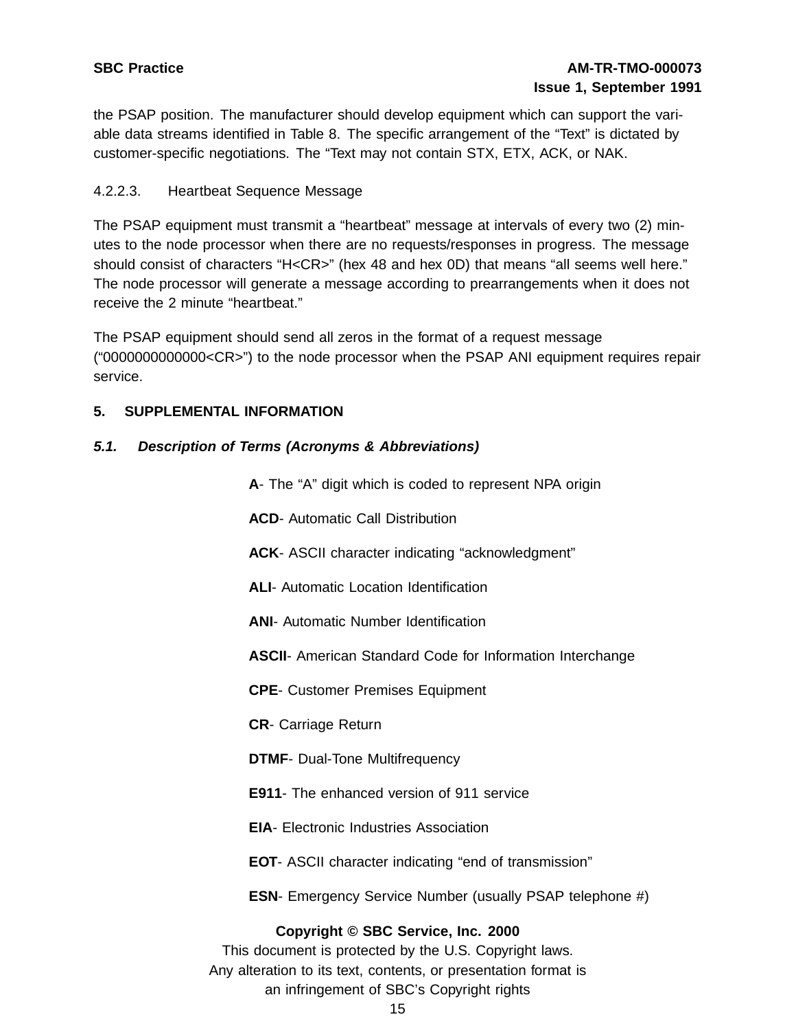the PSAP position. The manufacturer should develop equipment which can support the variable data streams identified in Table 8. The specific arrangement of the "Text" is dictated by customer-specific negotiations. The "Text may not contain STX, ETX, ACK, or NAK.

4.2.2.3. Heartbeat Sequence Message

The PSAP equipment must transmit a "heartbeat" message at intervals of every two (2) minutes to the node processor when there are no requests/responses in progress. The message should consist of characters "H<CR>" (hex 48 and hex 0D) that means "all seems well here." The node processor will generate a message according to prearrangements when it does not receive the 2 minute "heartbeat."

The PSAP equipment should send all zeros in the format of a request message ("0000000000000<CR>") to the node processor when the PSAP ANI equipment requires repair service.

## 5. SUPPLEMENTAL INFORMATION

### *5.1. Description of Terms (Acronyms & Abbreviations)*

**A**- The "A" digit which is coded to represent NPA origin

**ACD**- Automatic Call Distribution

**ACK**- ASCII character indicating "acknowledgment"

**ALI**- Automatic Location Identification

**ANI**- Automatic Number Identification

**ASCII**- American Standard Code for Information Interchange

**CPE**- Customer Premises Equipment

**CR**- Carriage Return

**DTMF**- Dual-Tone Multifrequency

**E911**- The enhanced version of 911 service

**EIA**- Electronic Industries Association

**EOT**- ASCII character indicating "end of transmission"

**ESN**- Emergency Service Number (usually PSAP telephone #)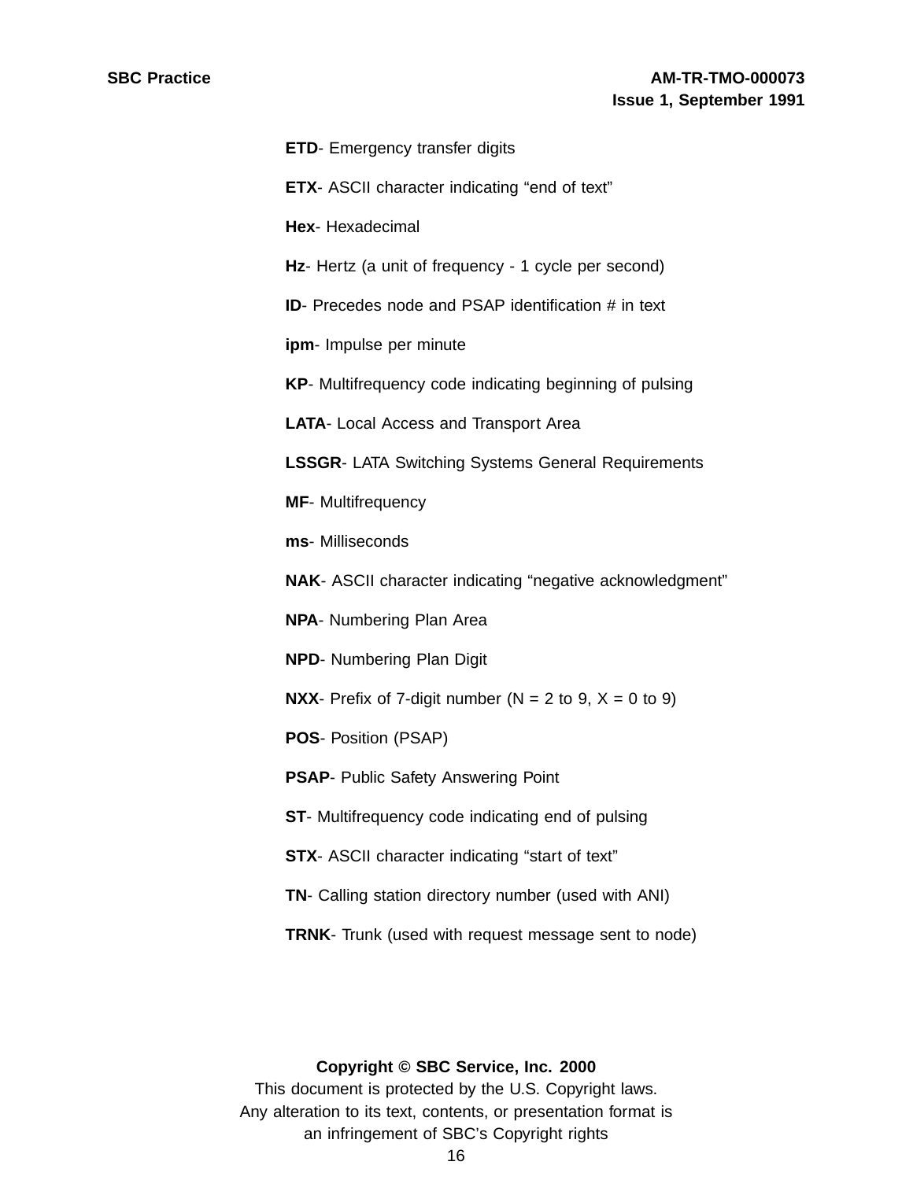**ETD**- Emergency transfer digits

**ETX**- ASCII character indicating “end of text”

**Hex**- Hexadecimal

**Hz**- Hertz (a unit of frequency - 1 cycle per second)

**ID**- Precedes node and PSAP identification # in text

**ipm**- Impulse per minute

**KP**- Multifrequency code indicating beginning of pulsing

**LATA**- Local Access and Transport Area

**LSSGR**- LATA Switching Systems General Requirements

**MF**- Multifrequency

**ms**- Milliseconds

**NAK**- ASCII character indicating “negative acknowledgment”

**NPA**- Numbering Plan Area

**NPD**- Numbering Plan Digit

**NXX**- Prefix of 7-digit number (N = 2 to 9, X = 0 to 9)

**POS**- Position (PSAP)

**PSAP**- Public Safety Answering Point

**ST**- Multifrequency code indicating end of pulsing

**STX**- ASCII character indicating “start of text”

**TN**- Calling station directory number (used with ANI)

**TRNK**- Trunk (used with request message sent to node)

**Copyright © SBC Service, Inc. 2000**
This document is protected by the U.S. Copyright laws.
Any alteration to its text, contents, or presentation format is
an infringement of SBC's Copyright rights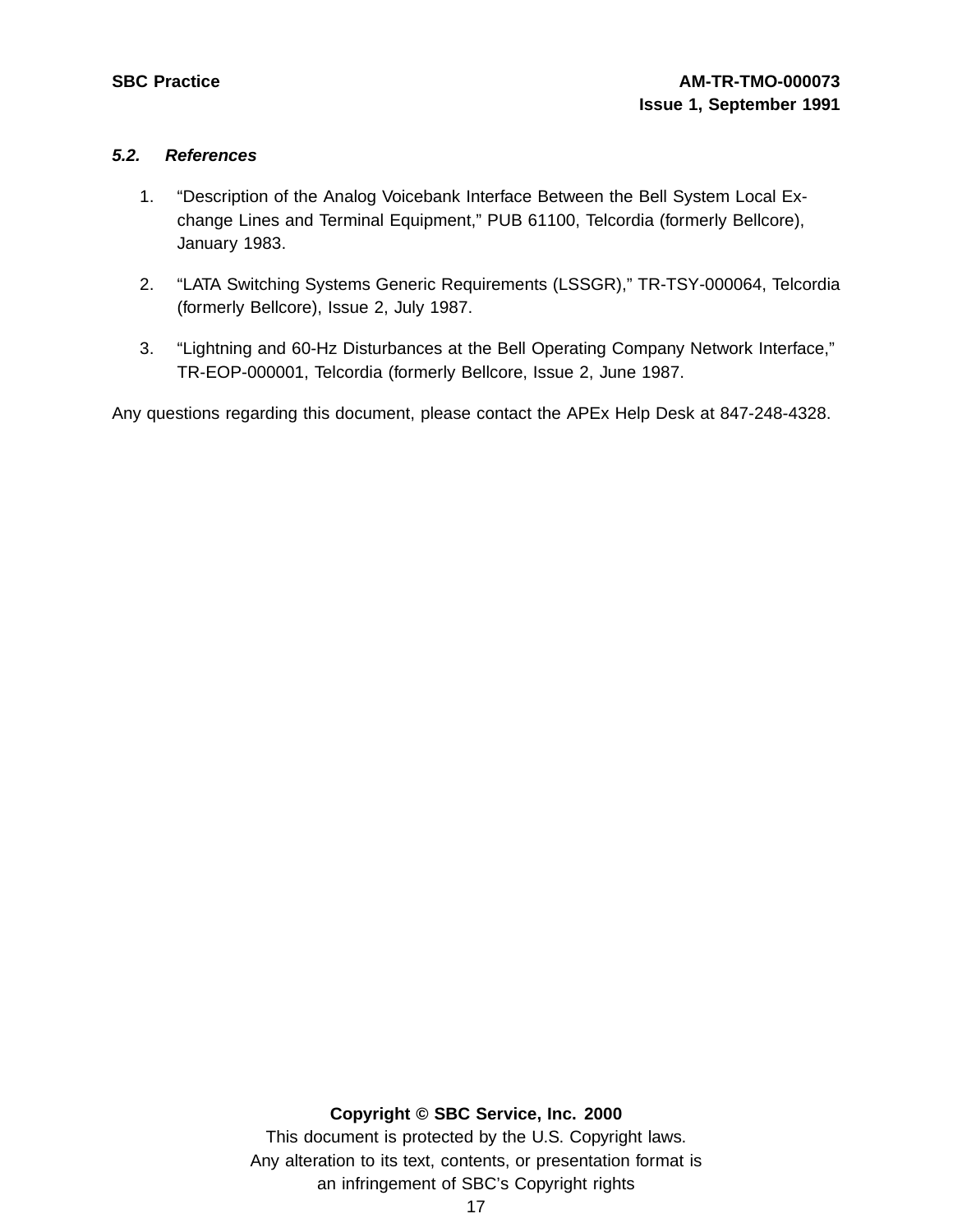### *5.2. References*

1. "Description of the Analog Voicebank Interface Between the Bell System Local Exchange Lines and Terminal Equipment," PUB 61100, Telcordia (formerly Bellcore), January 1983.

2. "LATA Switching Systems Generic Requirements (LSSGR)," TR-TSY-000064, Telcordia (formerly Bellcore), Issue 2, July 1987.

3. "Lightning and 60-Hz Disturbances at the Bell Operating Company Network Interface," TR-EOP-000001, Telcordia (formerly Bellcore, Issue 2, June 1987.

Any questions regarding this document, please contact the APEx Help Desk at 847-248-4328.

**Copyright © SBC Service, Inc. 2000**

This document is protected by the U.S. Copyright laws.
Any alteration to its text, contents, or presentation format is
an infringement of SBC's Copyright rights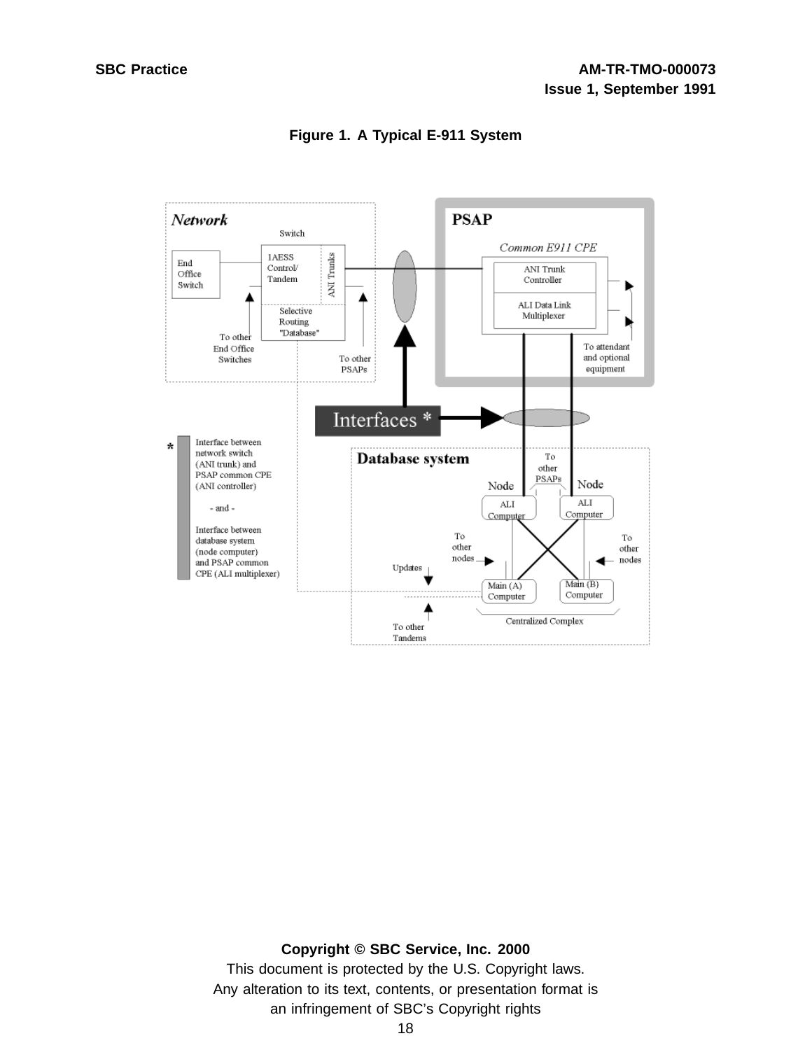**Figure 1. A Typical E-911 System**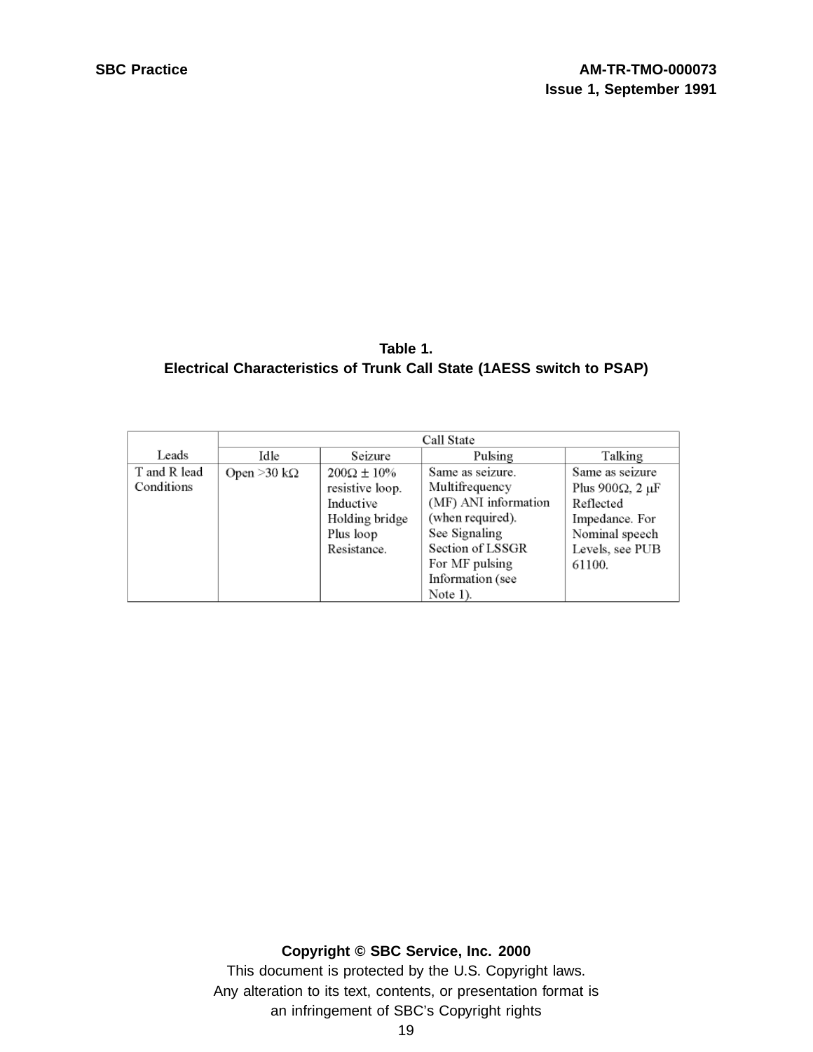**Table 1.**
**Electrical Characteristics of Trunk Call State (1AESS switch to PSAP)**

| Leads | Call State | | | |
|---|---|---|---|---|
| | Idle | Seizure | Pulsing | Talking |
| T and R lead Conditions | Open >30 kΩ | 200Ω ± 10% resistive loop. Inductive Holding bridge Plus loop Resistance. | Same as seizure. Multifrequency (MF) ANI information (when required). See Signaling Section of LSSGR For MF pulsing Information (see Note 1). | Same as seizure Plus 900Ω, 2 μF Reflected Impedance. For Nominal speech Levels, see PUB 61100. |

**Copyright © SBC Service, Inc. 2000**
This document is protected by the U.S. Copyright laws.
Any alteration to its text, contents, or presentation format is an infringement of SBC's Copyright rights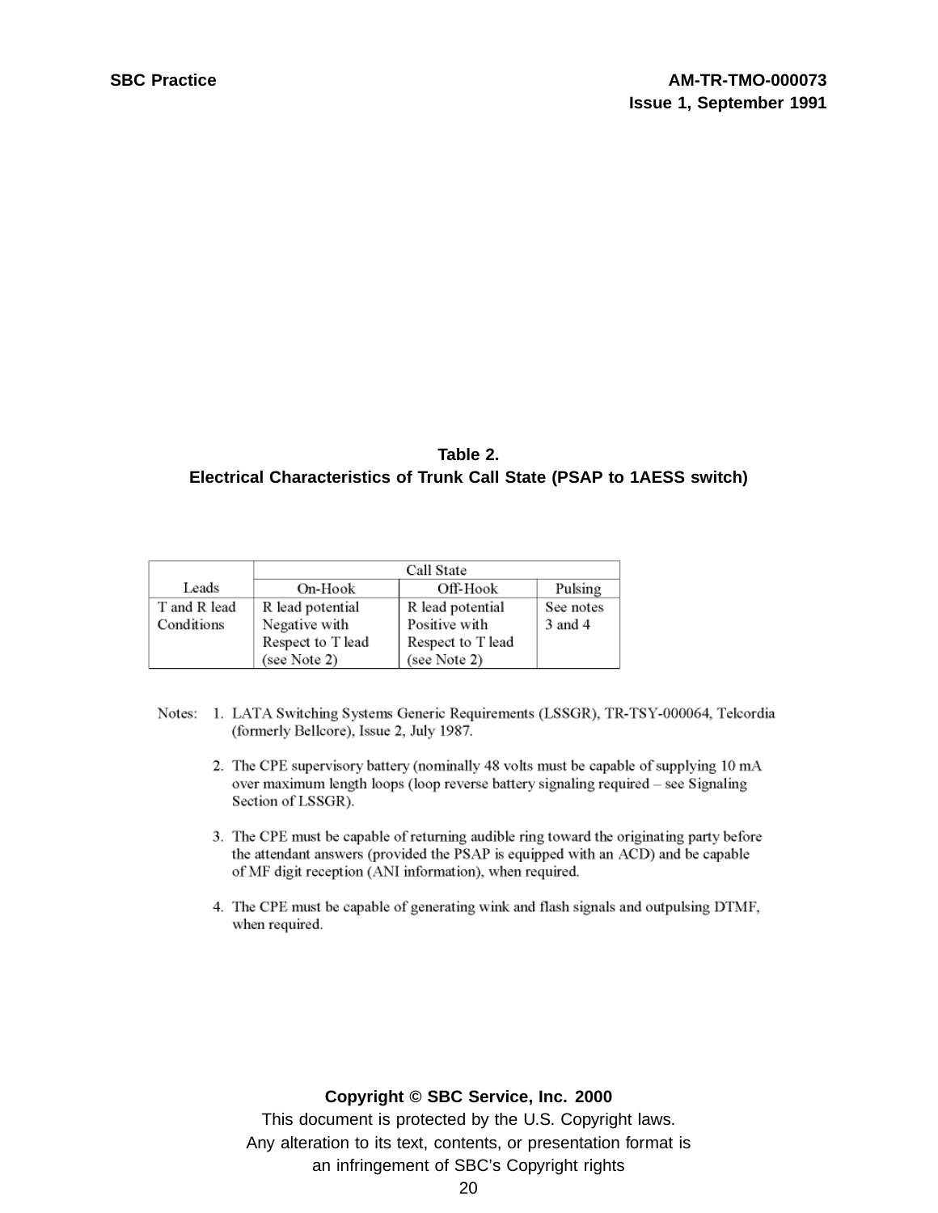**Table 2.**
**Electrical Characteristics of Trunk Call State (PSAP to 1AESS switch)**

| Leads | Call State | | |
|---|---|---|---|
| | On-Hook | Off-Hook | Pulsing |
| T and R lead Conditions | R lead potential Negative with Respect to T lead (see Note 2) | R lead potential Positive with Respect to T lead (see Note 2) | See notes 3 and 4 |

Notes:

1. LATA Switching Systems Generic Requirements (LSSGR), TR-TSY-000064, Telcordia (formerly Bellcore), Issue 2, July 1987.

2. The CPE supervisory battery (nominally 48 volts must be capable of supplying 10 mA over maximum length loops (loop reverse battery signaling required – see Signaling Section of LSSGR).

3. The CPE must be capable of returning audible ring toward the originating party before the attendant answers (provided the PSAP is equipped with an ACD) and be capable of MF digit reception (ANI information), when required.

4. The CPE must be capable of generating wink and flash signals and outpulsing DTMF, when required.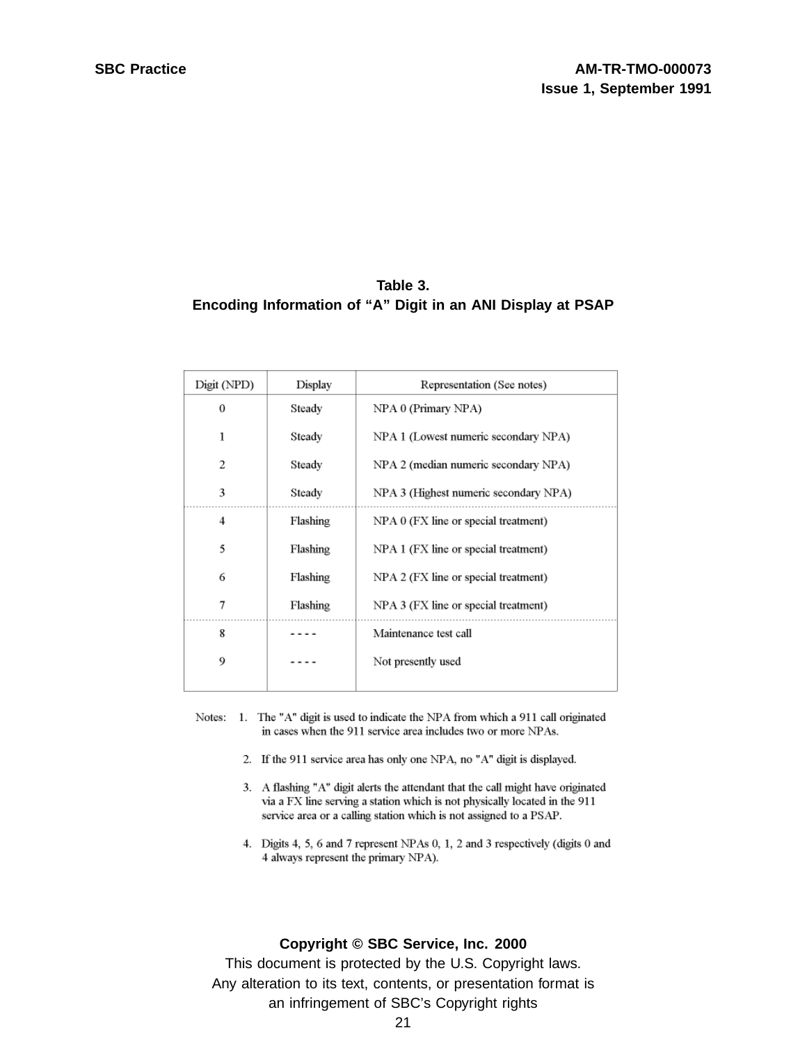**Table 3.**
**Encoding Information of “A” Digit in an ANI Display at PSAP**

| Digit (NPD) | Display | Representation (See notes) |
|---|---|---|
| 0 | Steady | NPA 0 (Primary NPA) |
| 1 | Steady | NPA 1 (Lowest numeric secondary NPA) |
| 2 | Steady | NPA 2 (median numeric secondary NPA) |
| 3 | Steady | NPA 3 (Highest numeric secondary NPA) |
| 4 | Flashing | NPA 0 (FX line or special treatment) |
| 5 | Flashing | NPA 1 (FX line or special treatment) |
| 6 | Flashing | NPA 2 (FX line or special treatment) |
| 7 | Flashing | NPA 3 (FX line or special treatment) |
| 8 | - - - - | Maintenance test call |
| 9 | - - - - | Not presently used |

Notes:

1. The "A" digit is used to indicate the NPA from which a 911 call originated in cases when the 911 service area includes two or more NPAs.
2. If the 911 service area has only one NPA, no "A" digit is displayed.
3. A flashing "A" digit alerts the attendant that the call might have originated via a FX line serving a station which is not physically located in the 911 service area or a calling station which is not assigned to a PSAP.
4. Digits 4, 5, 6 and 7 represent NPAs 0, 1, 2 and 3 respectively (digits 0 and 4 always represent the primary NPA).

**Copyright © SBC Service, Inc. 2000**
This document is protected by the U.S. Copyright laws.
Any alteration to its text, contents, or presentation format is an infringement of SBC's Copyright rights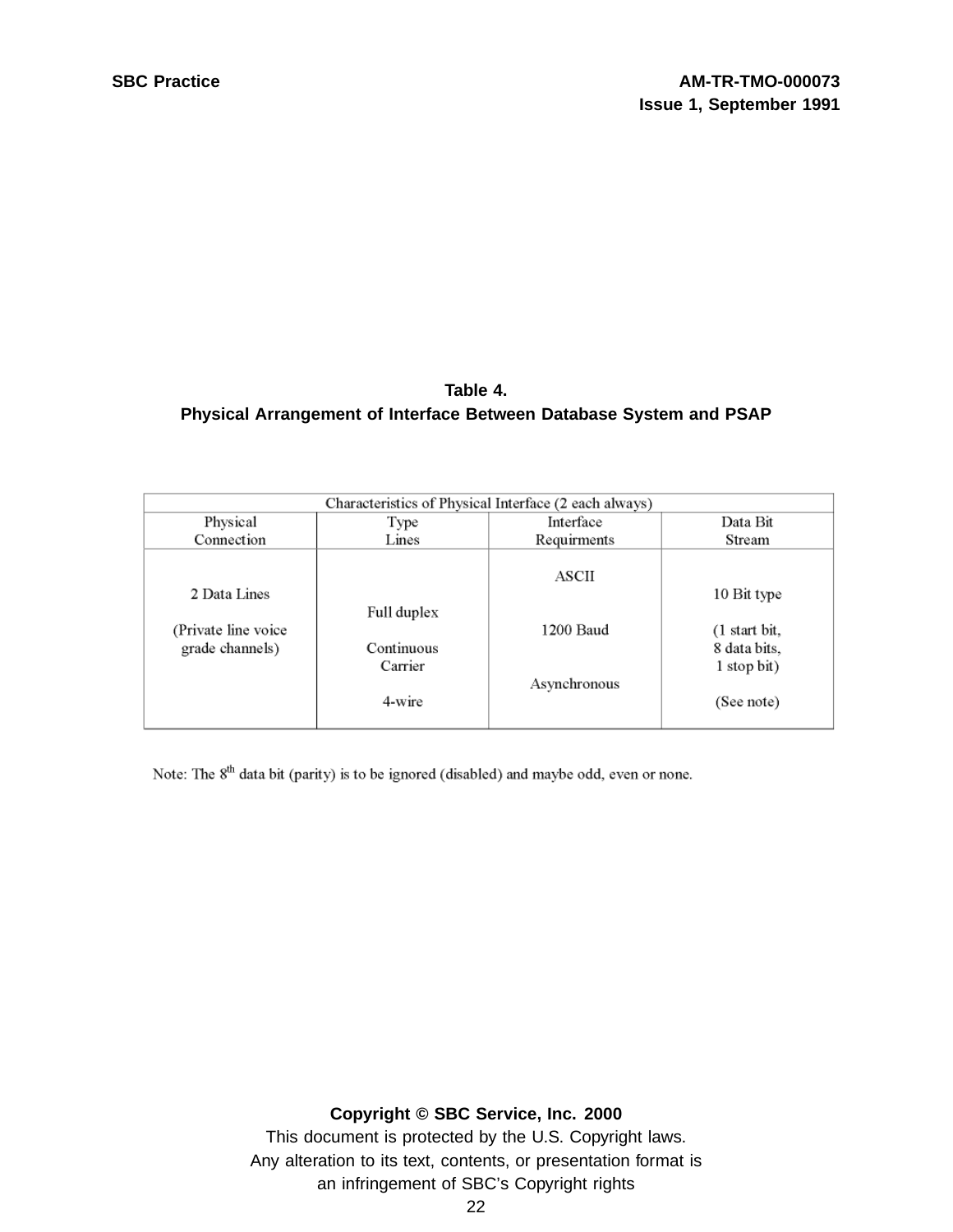**Table 4.**
**Physical Arrangement of Interface Between Database System and PSAP**

| Characteristics of Physical Interface (2 each always) | | | |
|---|---|---|---|
| Physical Connection | Type Lines | Interface Requirments | Data Bit Stream |
| 2 Data Lines<br><br>(Private line voice grade channels) | Full duplex<br><br>Continuous Carrier<br><br>4-wire | ASCII<br><br>1200 Baud<br><br>Asynchronous | 10 Bit type<br><br>(1 start bit, 8 data bits, 1 stop bit)<br><br>(See note) |

Note: The $8^{th}$ data bit (parity) is to be ignored (disabled) and maybe odd, even or none.

**Copyright © SBC Service, Inc. 2000**
This document is protected by the U.S. Copyright laws.
Any alteration to its text, contents, or presentation format is an infringement of SBC's Copyright rights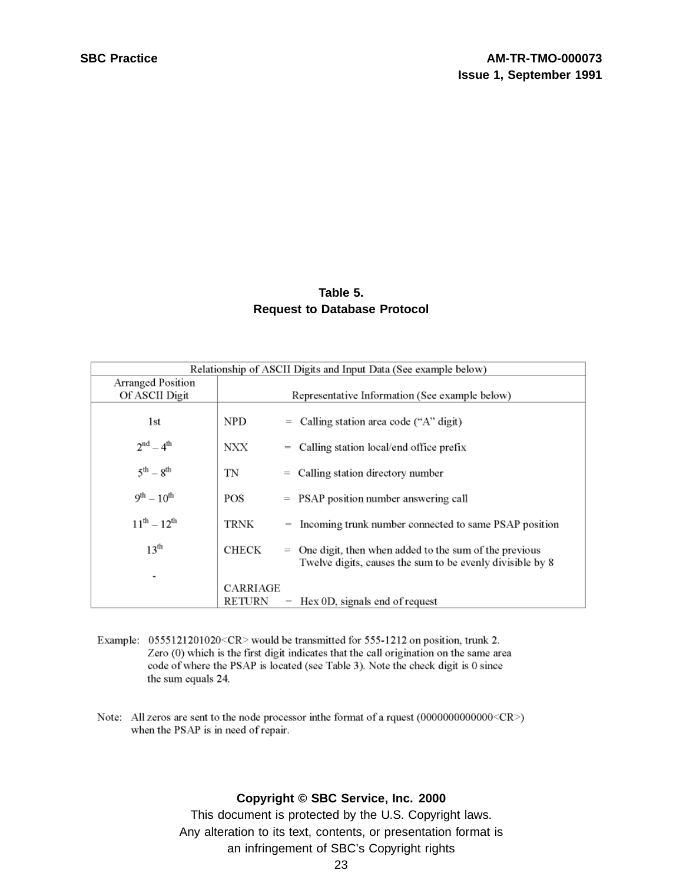**Table 5.**
**Request to Database Protocol**

| Relationship of ASCII Digits and Input Data (See example below) | |
|---|---|
| Arranged Position Of ASCII Digit | Representative Information (See example below) |
| 1st | NPD = Calling station area code ("A" digit) |
| 2nd – 4th | NXX = Calling station local/end office prefix |
| 5th – 8th | TN = Calling station directory number |
| 9th – 10th | POS = PSAP position number answering call |
| 11th – 12th | TRNK = Incoming trunk number connected to same PSAP position |
| 13th | CHECK = One digit, then when added to the sum of the previous Twelve digits, causes the sum to be evenly divisible by 8 |
| - | CARRIAGE RETURN = Hex 0D, signals end of request |

Example: 0555121201020<CR> would be transmitted for 555-1212 on position, trunk 2. Zero (0) which is the first digit indicates that the call origination on the same area code of where the PSAP is located (see Table 3). Note the check digit is 0 since the sum equals 24.

Note: All zeros are sent to the node processor inthe format of a rquest (0000000000000<CR>) when the PSAP is in need of repair.

**Copyright © SBC Service, Inc. 2000**
This document is protected by the U.S. Copyright laws.
Any alteration to its text, contents, or presentation format is an infringement of SBC's Copyright rights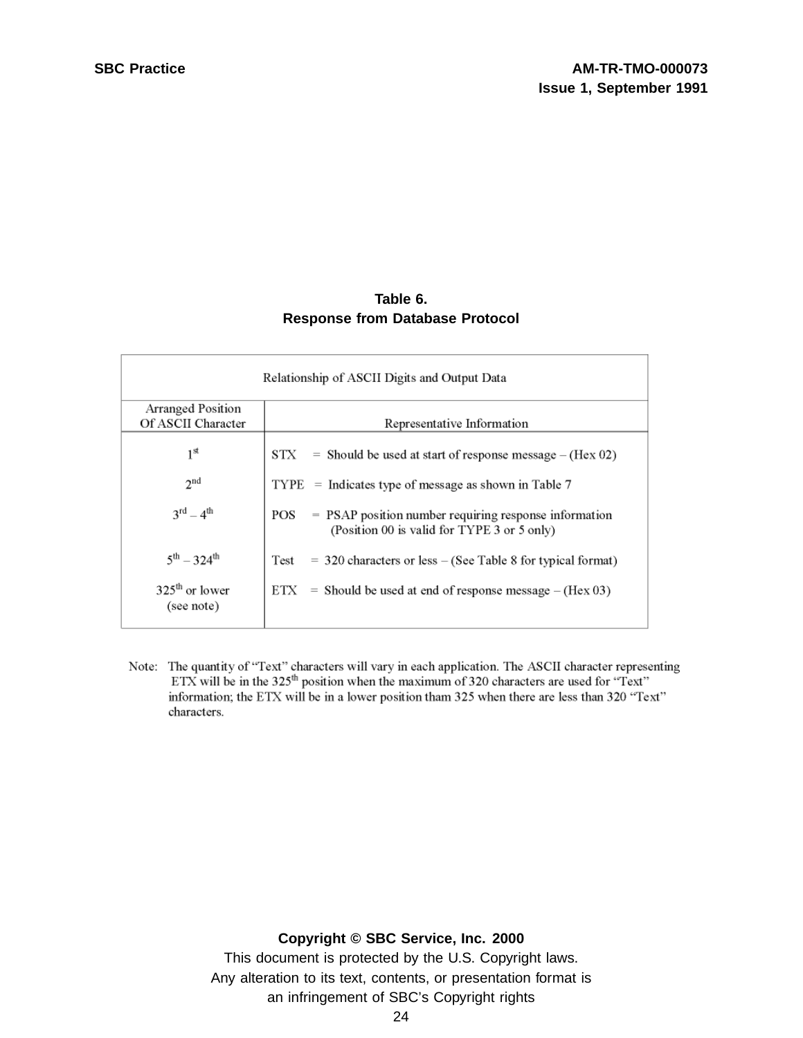**Table 6.**
**Response from Database Protocol**

| Relationship of ASCII Digits and Output Data | |
|---|---|
| **Arranged Position Of ASCII Character** | **Representative Information** |
| 1st | STX = Should be used at start of response message – (Hex 02) |
| 2nd | TYPE = Indicates type of message as shown in Table 7 |
| 3rd – 4th | POS = PSAP position number requiring response information (Position 00 is valid for TYPE 3 or 5 only) |
| 5th – 324th | Test = 320 characters or less – (See Table 8 for typical format) |
| 325th or lower (see note) | ETX = Should be used at end of response message – (Hex 03) |

Note: The quantity of "Text" characters will vary in each application. The ASCII character representing ETX will be in the 325th position when the maximum of 320 characters are used for "Text" information; the ETX will be in a lower position tham 325 when there are less than 320 "Text" characters.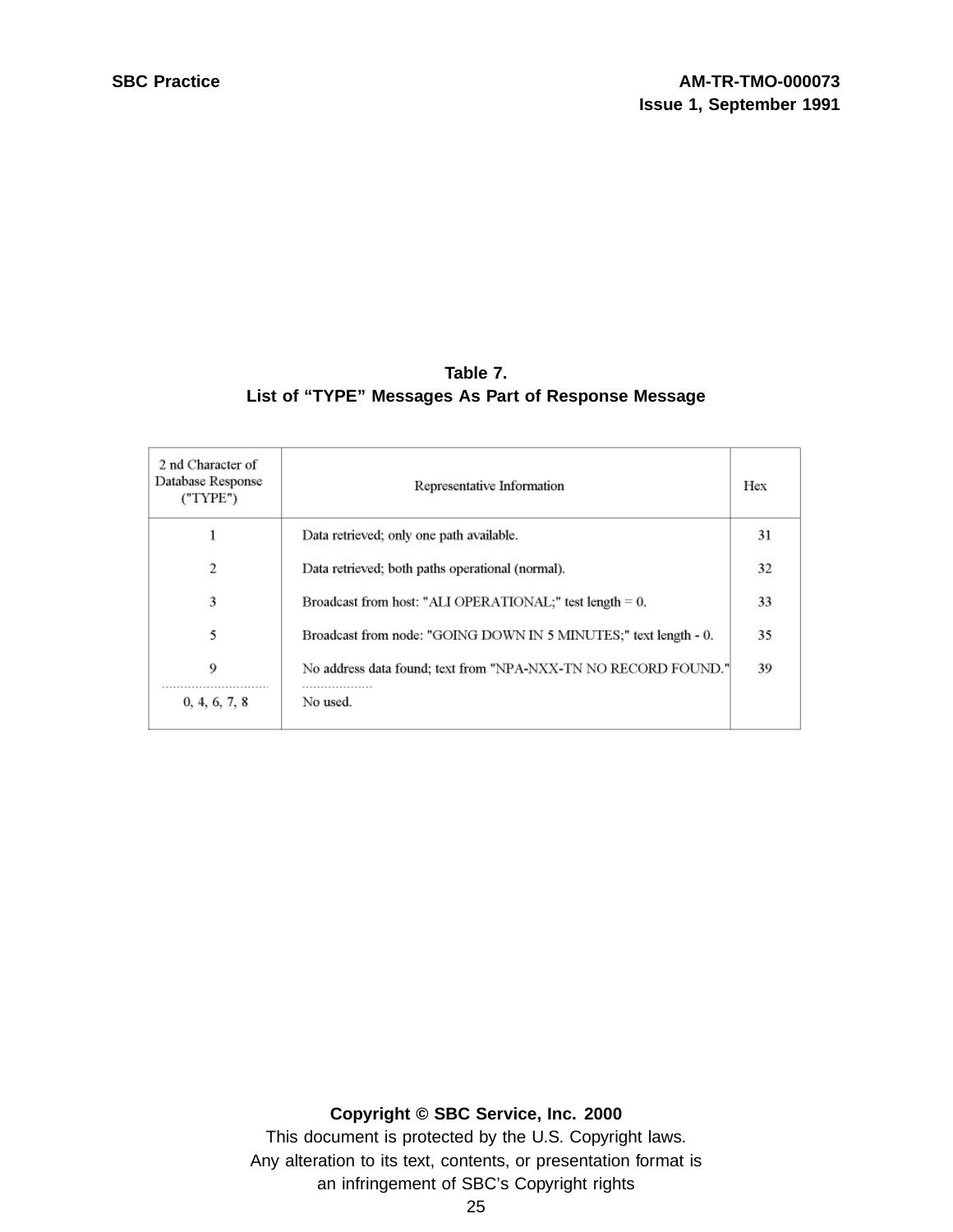**Table 7.**
**List of "TYPE" Messages As Part of Response Message**

| 2 nd Character of Database Response ("TYPE") | Representative Information | Hex |
|---|---|---|
| 1 | Data retrieved; only one path available. | 31 |
| 2 | Data retrieved; both paths operational (normal). | 32 |
| 3 | Broadcast from host: "ALI OPERATIONAL;" test length = 0. | 33 |
| 5 | Broadcast from node: "GOING DOWN IN 5 MINUTES;" text length - 0. | 35 |
| 9 | No address data found; text from "NPA-NXX-TN NO RECORD FOUND." | 39 |
| 0, 4, 6, 7, 8 | No used. | |

**Copyright © SBC Service, Inc. 2000**

This document is protected by the U.S. Copyright laws.
Any alteration to its text, contents, or presentation format is an infringement of SBC's Copyright rights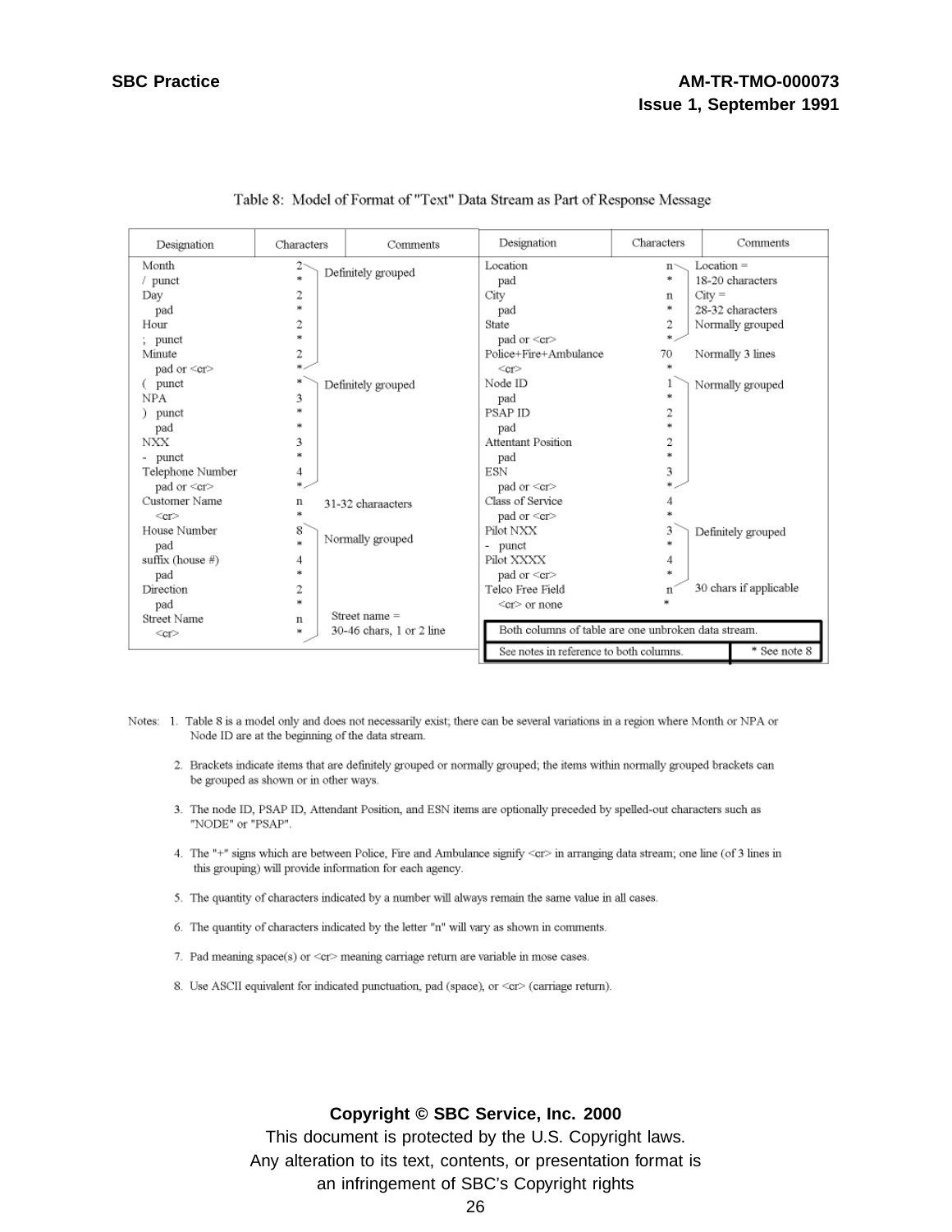Table 8: Model of Format of "Text" Data Stream as Part of Response Message

| Designation | Characters | Comments | Designation | Characters | Comments |
|---|---|---|---|---|---|
| Month | 2 | Definitely grouped | Location | n | Location = 18-20 characters |
| / punct | * | | pad | * | |
| Day | 2 | | City | n | City = 28-32 characters |
| pad | * | | pad | * | |
| Hour | 2 | | State | 2 | Normally grouped |
| ; punct | * | | pad or <cr> | * | |
| Minute | 2 | | Police+Fire+Ambulance | 70 | Normally 3 lines |
| pad or <cr> | * | | <cr> | * | |
| ( punct | * | Definitely grouped | Node ID | 1 | Normally grouped |
| NPA | 3 | | pad | * | |
| ) punct | * | | PSAP ID | 2 | |
| pad | * | | pad | * | |
| NXX | 3 | | Attentant Position | 2 | |
| - punct | * | | pad | * | |
| Telephone Number | 4 | | ESN | 3 | |
| pad or <cr> | * | | pad or <cr> | * | |
| Customer Name | n | 31-32 charaacters | Class of Service | 4 | |
| <cr> | * | | pad or <cr> | * | |
| House Number | 8 | Normally grouped | Pilot NXX | 3 | Definitely grouped |
| pad | * | | - punct | * | |
| suffix (house #) | 4 | | Pilot XXXX | 4 | |
| pad | * | | pad or <cr> | * | |
| Direction | 2 | | Telco Free Field | n | 30 chars if applicable |
| pad | * | | <cr> or none | * | |
| Street Name | n | Street name = 30-46 chars, 1 or 2 line | Both columns of table are one unbroken data stream. | | |
| <cr> | * | | See notes in reference to both columns. | | * See note 8 |

Notes:

1. Table 8 is a model only and does not necessarily exist; there can be several variations in a region where Month or NPA or Node ID are at the beginning of the data stream.
2. Brackets indicate items that are definitely grouped or normally grouped; the items within normally grouped brackets can be grouped as shown or in other ways.
3. The node ID, PSAP ID, Attendant Position, and ESN items are optionally preceded by spelled-out characters such as "NODE" or "PSAP".
4. The "+" signs which are between Police, Fire and Ambulance signify <cr> in arranging data stream; one line (of 3 lines in this grouping) will provide information for each agency.
5. The quantity of characters indicated by a number will always remain the same value in all cases.
6. The quantity of characters indicated by the letter "n" will vary as shown in comments.
7. Pad meaning space(s) or <cr> meaning carriage return are variable in mose cases.
8. Use ASCII equivalent for indicated punctuation, pad (space), or <cr> (carriage return).

**Copyright © SBC Service, Inc. 2000**

This document is protected by the U.S. Copyright laws.
Any alteration to its text, contents, or presentation format is an infringement of SBC's Copyright rights